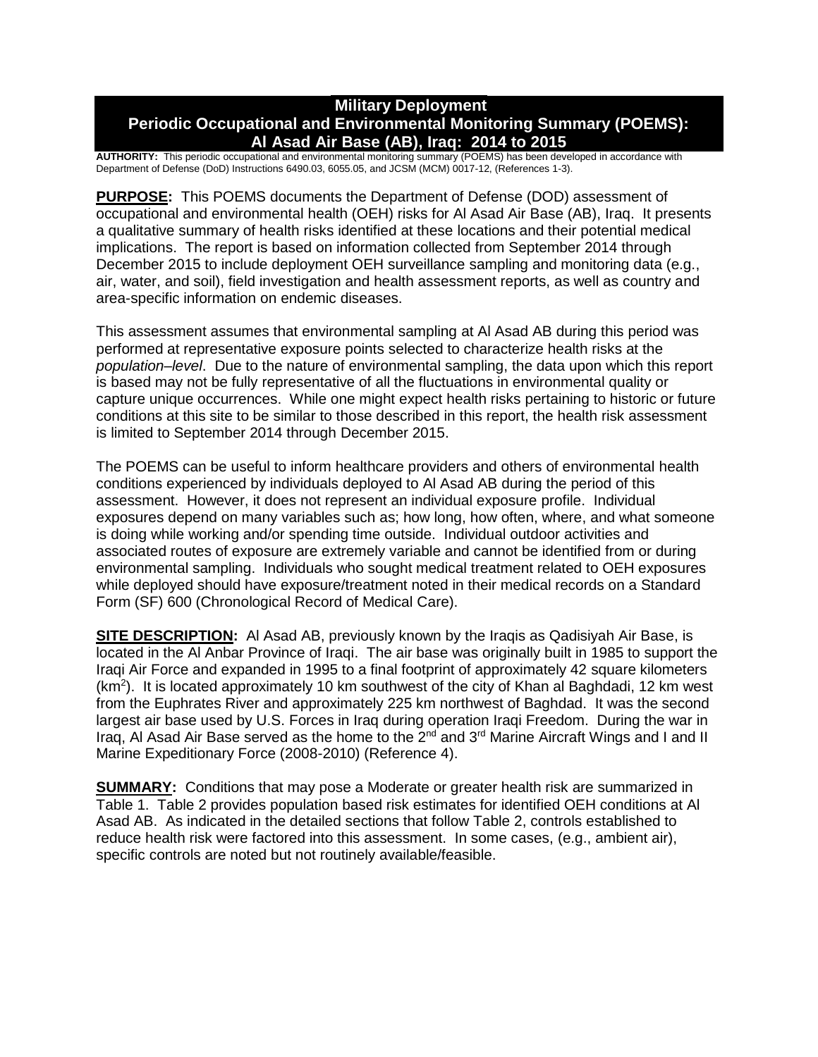# Military Deployment
# Periodic Occupational and Environmental Monitoring Summary (POEMS): Al Asad Air Base (AB), Iraq: 2014 to 2015

**AUTHORITY:** This periodic occupational and environmental monitoring summary (POEMS) has been developed in accordance with Department of Defense (DoD) Instructions 6490.03, 6055.05, and JCSM (MCM) 0017-12, (References 1-3).

**PURPOSE:** This POEMS documents the Department of Defense (DOD) assessment of occupational and environmental health (OEH) risks for Al Asad Air Base (AB), Iraq. It presents a qualitative summary of health risks identified at these locations and their potential medical implications. The report is based on information collected from September 2014 through December 2015 to include deployment OEH surveillance sampling and monitoring data (e.g., air, water, and soil), field investigation and health assessment reports, as well as country and area-specific information on endemic diseases.

This assessment assumes that environmental sampling at Al Asad AB during this period was performed at representative exposure points selected to characterize health risks at the *population–level*. Due to the nature of environmental sampling, the data upon which this report is based may not be fully representative of all the fluctuations in environmental quality or capture unique occurrences. While one might expect health risks pertaining to historic or future conditions at this site to be similar to those described in this report, the health risk assessment is limited to September 2014 through December 2015.

The POEMS can be useful to inform healthcare providers and others of environmental health conditions experienced by individuals deployed to Al Asad AB during the period of this assessment. However, it does not represent an individual exposure profile. Individual exposures depend on many variables such as; how long, how often, where, and what someone is doing while working and/or spending time outside. Individual outdoor activities and associated routes of exposure are extremely variable and cannot be identified from or during environmental sampling. Individuals who sought medical treatment related to OEH exposures while deployed should have exposure/treatment noted in their medical records on a Standard Form (SF) 600 (Chronological Record of Medical Care).

**SITE DESCRIPTION:** Al Asad AB, previously known by the Iraqis as Qadisiyah Air Base, is located in the Al Anbar Province of Iraqi. The air base was originally built in 1985 to support the Iraqi Air Force and expanded in 1995 to a final footprint of approximately 42 square kilometers ($km^2$). It is located approximately 10 km southwest of the city of Khan al Baghdadi, 12 km west from the Euphrates River and approximately 225 km northwest of Baghdad. It was the second largest air base used by U.S. Forces in Iraq during operation Iraqi Freedom. During the war in Iraq, Al Asad Air Base served as the home to the 2nd and 3rd Marine Aircraft Wings and I and II Marine Expeditionary Force (2008-2010) (Reference 4).

**SUMMARY:** Conditions that may pose a Moderate or greater health risk are summarized in Table 1. Table 2 provides population based risk estimates for identified OEH conditions at Al Asad AB. As indicated in the detailed sections that follow Table 2, controls established to reduce health risk were factored into this assessment. In some cases, (e.g., ambient air), specific controls are noted but not routinely available/feasible.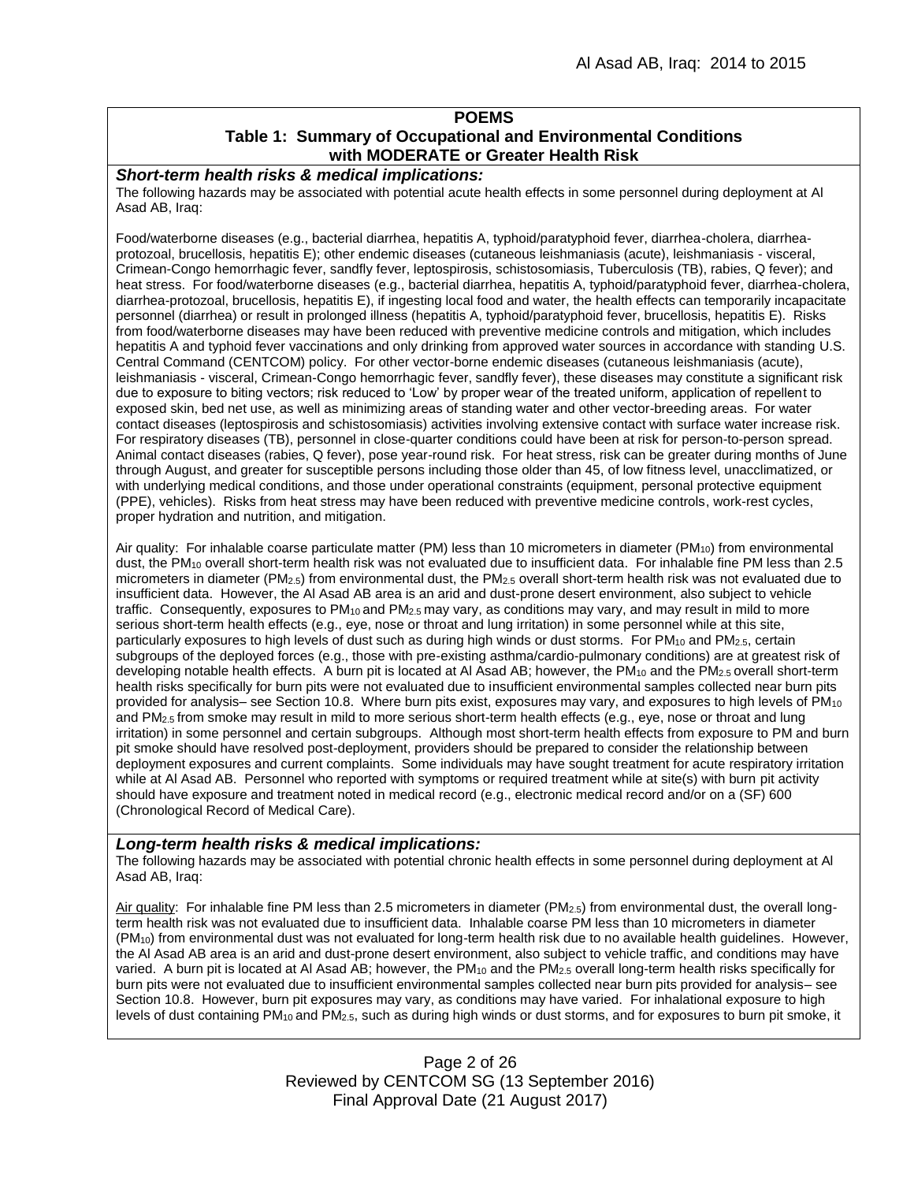## POEMS

### Table 1: Summary of Occupational and Environmental Conditions with MODERATE or Greater Health Risk

***Short-term health risks & medical implications:***

The following hazards may be associated with potential acute health effects in some personnel during deployment at Al Asad AB, Iraq:

Food/waterborne diseases (e.g., bacterial diarrhea, hepatitis A, typhoid/paratyphoid fever, diarrhea-cholera, diarrhea-protozoal, brucellosis, hepatitis E); other endemic diseases (cutaneous leishmaniasis (acute), leishmaniasis - visceral, Crimean-Congo hemorrhagic fever, sandfly fever, leptospirosis, schistosomiasis, Tuberculosis (TB), rabies, Q fever); and heat stress. For food/waterborne diseases (e.g., bacterial diarrhea, hepatitis A, typhoid/paratyphoid fever, diarrhea-cholera, diarrhea-protozoal, brucellosis, hepatitis E), if ingesting local food and water, the health effects can temporarily incapacitate personnel (diarrhea) or result in prolonged illness (hepatitis A, typhoid/paratyphoid fever, brucellosis, hepatitis E). Risks from food/waterborne diseases may have been reduced with preventive medicine controls and mitigation, which includes hepatitis A and typhoid fever vaccinations and only drinking from approved water sources in accordance with standing U.S. Central Command (CENTCOM) policy. For other vector-borne endemic diseases (cutaneous leishmaniasis (acute), leishmaniasis - visceral, Crimean-Congo hemorrhagic fever, sandfly fever), these diseases may constitute a significant risk due to exposure to biting vectors; risk reduced to 'Low' by proper wear of the treated uniform, application of repellent to exposed skin, bed net use, as well as minimizing areas of standing water and other vector-breeding areas. For water contact diseases (leptospirosis and schistosomiasis) activities involving extensive contact with surface water increase risk. For respiratory diseases (TB), personnel in close-quarter conditions could have been at risk for person-to-person spread. Animal contact diseases (rabies, Q fever), pose year-round risk. For heat stress, risk can be greater during months of June through August, and greater for susceptible persons including those older than 45, of low fitness level, unacclimatized, or with underlying medical conditions, and those under operational constraints (equipment, personal protective equipment (PPE), vehicles). Risks from heat stress may have been reduced with preventive medicine controls, work-rest cycles, proper hydration and nutrition, and mitigation.

Air quality: For inhalable coarse particulate matter (PM) less than 10 micrometers in diameter ($PM_{10}$) from environmental dust, the $PM_{10}$ overall short-term health risk was not evaluated due to insufficient data. For inhalable fine PM less than 2.5 micrometers in diameter ($PM_{2.5}$) from environmental dust, the $PM_{2.5}$ overall short-term health risk was not evaluated due to insufficient data. However, the Al Asad AB area is an arid and dust-prone desert environment, also subject to vehicle traffic. Consequently, exposures to $PM_{10}$ and $PM_{2.5}$ may vary, as conditions may vary, and may result in mild to more serious short-term health effects (e.g., eye, nose or throat and lung irritation) in some personnel while at this site, particularly exposures to high levels of dust such as during high winds or dust storms. For $PM_{10}$ and $PM_{2.5}$, certain subgroups of the deployed forces (e.g., those with pre-existing asthma/cardio-pulmonary conditions) are at greatest risk of developing notable health effects. A burn pit is located at Al Asad AB; however, the $PM_{10}$ and the $PM_{2.5}$ overall short-term health risks specifically for burn pits were not evaluated due to insufficient environmental samples collected near burn pits provided for analysis– see Section 10.8. Where burn pits exist, exposures may vary, and exposures to high levels of $PM_{10}$ and $PM_{2.5}$ from smoke may result in mild to more serious short-term health effects (e.g., eye, nose or throat and lung irritation) in some personnel and certain subgroups. Although most short-term health effects from exposure to PM and burn pit smoke should have resolved post-deployment, providers should be prepared to consider the relationship between deployment exposures and current complaints. Some individuals may have sought treatment for acute respiratory irritation while at Al Asad AB. Personnel who reported with symptoms or required treatment while at site(s) with burn pit activity should have exposure and treatment noted in medical record (e.g., electronic medical record and/or on a (SF) 600 (Chronological Record of Medical Care).

***Long-term health risks & medical implications:***

The following hazards may be associated with potential chronic health effects in some personnel during deployment at Al Asad AB, Iraq:

Air quality: For inhalable fine PM less than 2.5 micrometers in diameter ($PM_{2.5}$) from environmental dust, the overall long-term health risk was not evaluated due to insufficient data. Inhalable coarse PM less than 10 micrometers in diameter ($PM_{10}$) from environmental dust was not evaluated for long-term health risk due to no available health guidelines. However, the Al Asad AB area is an arid and dust-prone desert environment, also subject to vehicle traffic, and conditions may have varied. A burn pit is located at Al Asad AB; however, the $PM_{10}$ and the $PM_{2.5}$ overall long-term health risks specifically for burn pits were not evaluated due to insufficient environmental samples collected near burn pits provided for analysis– see Section 10.8. However, burn pit exposures may vary, as conditions may have varied. For inhalational exposure to high levels of dust containing $PM_{10}$ and $PM_{2.5}$, such as during high winds or dust storms, and for exposures to burn pit smoke, it

Reviewed by CENTCOM SG (13 September 2016)
Final Approval Date (21 August 2017)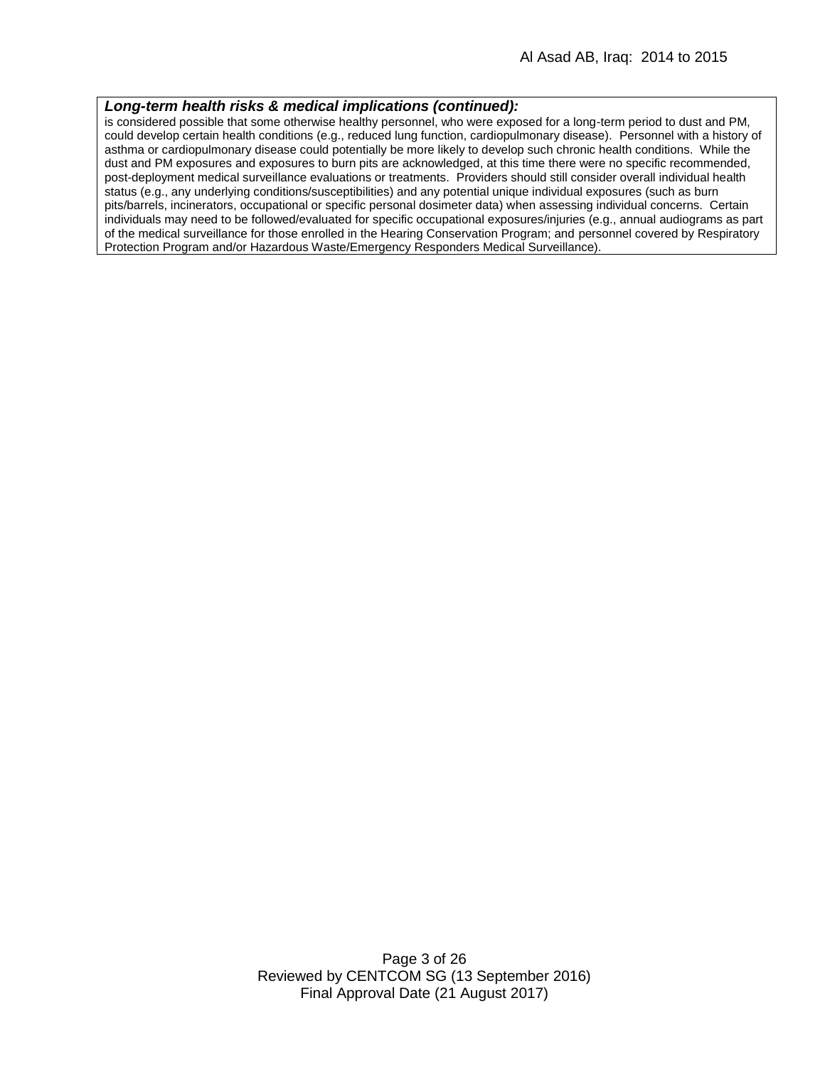***Long-term health risks & medical implications (continued):***

is considered possible that some otherwise healthy personnel, who were exposed for a long-term period to dust and PM, could develop certain health conditions (e.g., reduced lung function, cardiopulmonary disease). Personnel with a history of asthma or cardiopulmonary disease could potentially be more likely to develop such chronic health conditions. While the dust and PM exposures and exposures to burn pits are acknowledged, at this time there were no specific recommended, post-deployment medical surveillance evaluations or treatments. Providers should still consider overall individual health status (e.g., any underlying conditions/susceptibilities) and any potential unique individual exposures (such as burn pits/barrels, incinerators, occupational or specific personal dosimeter data) when assessing individual concerns. Certain individuals may need to be followed/evaluated for specific occupational exposures/injuries (e.g., annual audiograms as part of the medical surveillance for those enrolled in the Hearing Conservation Program; and personnel covered by Respiratory Protection Program and/or Hazardous Waste/Emergency Responders Medical Surveillance).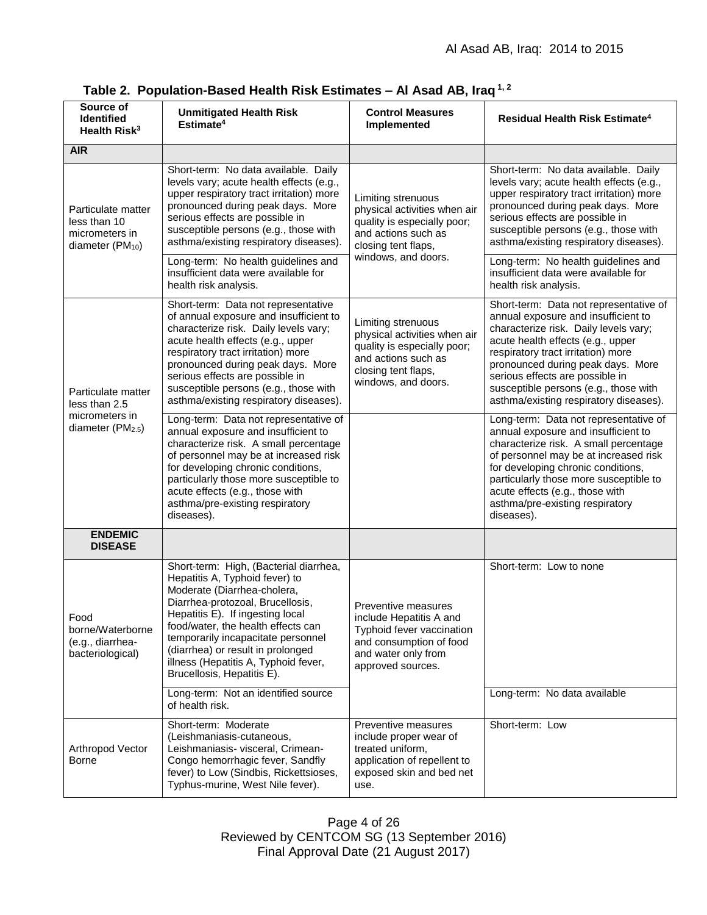**Table 2. Population-Based Health Risk Estimates – Al Asad AB, Iraq [1, 2]**

| Source of Identified Health Risk[3] | Unmitigated Health Risk Estimate[4] | Control Measures Implemented | Residual Health Risk Estimate[4] |
|---|---|---|---|
| **AIR** | | | |
| Particulate matter less than 10 micrometers in diameter ($PM_{10}$) | Short-term: No data available. Daily levels vary; acute health effects (e.g., upper respiratory tract irritation) more pronounced during peak days. More serious effects are possible in susceptible persons (e.g., those with asthma/existing respiratory diseases). | Limiting strenuous physical activities when air quality is especially poor; and actions such as closing tent flaps, windows, and doors. | Short-term: No data available. Daily levels vary; acute health effects (e.g., upper respiratory tract irritation) more pronounced during peak days. More serious effects are possible in susceptible persons (e.g., those with asthma/existing respiratory diseases). |
| | Long-term: No health guidelines and insufficient data were available for health risk analysis. | | Long-term: No health guidelines and insufficient data were available for health risk analysis. |
| Particulate matter less than 2.5 micrometers in diameter ($PM_{2.5}$) | Short-term: Data not representative of annual exposure and insufficient to characterize risk. Daily levels vary; acute health effects (e.g., upper respiratory tract irritation) more pronounced during peak days. More serious effects are possible in susceptible persons (e.g., those with asthma/existing respiratory diseases). | Limiting strenuous physical activities when air quality is especially poor; and actions such as closing tent flaps, windows, and doors. | Short-term: Data not representative of annual exposure and insufficient to characterize risk. Daily levels vary; acute health effects (e.g., upper respiratory tract irritation) more pronounced during peak days. More serious effects are possible in susceptible persons (e.g., those with asthma/existing respiratory diseases). |
| | Long-term: Data not representative of annual exposure and insufficient to characterize risk. A small percentage of personnel may be at increased risk for developing chronic conditions, particularly those more susceptible to acute effects (e.g., those with asthma/pre-existing respiratory diseases). | | Long-term: Data not representative of annual exposure and insufficient to characterize risk. A small percentage of personnel may be at increased risk for developing chronic conditions, particularly those more susceptible to acute effects (e.g., those with asthma/pre-existing respiratory diseases). |
| **ENDEMIC DISEASE** | | | |
| Food borne/Waterborne (e.g., diarrhea-bacteriological) | Short-term: High, (Bacterial diarrhea, Hepatitis A, Typhoid fever) to Moderate (Diarrhea-cholera, Diarrhea-protozoal, Brucellosis, Hepatitis E). If ingesting local food/water, the health effects can temporarily incapacitate personnel (diarrhea) or result in prolonged illness (Hepatitis A, Typhoid fever, Brucellosis, Hepatitis E). | Preventive measures include Hepatitis A and Typhoid fever vaccination and consumption of food and water only from approved sources. | Short-term: Low to none |
| | Long-term: Not an identified source of health risk. | | Long-term: No data available |
| Arthropod Vector Borne | Short-term: Moderate (Leishmaniasis-cutaneous, Leishmaniasis- visceral, Crimean-Congo hemorrhagic fever, Sandfly fever) to Low (Sindbis, Rickettsioses, Typhus-murine, West Nile fever). | Preventive measures include proper wear of treated uniform, application of repellent to exposed skin and bed net use. | Short-term: Low |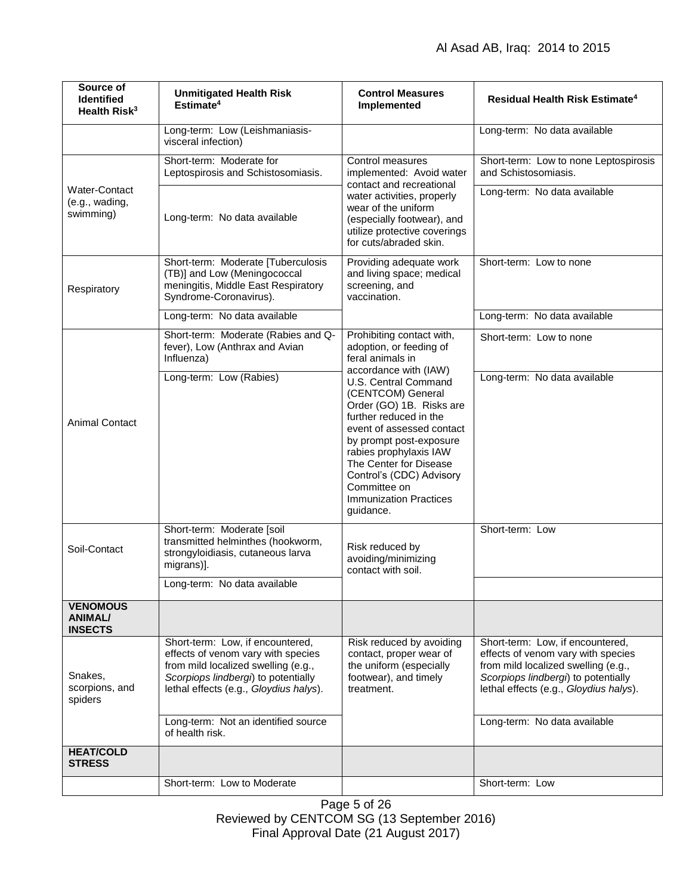| Source of Identified Health Risk[3] | Unmitigated Health Risk Estimate[4] | Control Measures Implemented | Residual Health Risk Estimate[4] |
|---|---|---|---|
| | Long-term: Low (Leishmaniasis-visceral infection) | | Long-term: No data available |
| Water-Contact (e.g., wading, swimming) | Short-term: Moderate for Leptospirosis and Schistosomiasis. | Control measures implemented: Avoid water contact and recreational water activities, properly wear of the uniform (especially footwear), and utilize protective coverings for cuts/abraded skin. | Short-term: Low to none Leptospirosis and Schistosomiasis. |
| | Long-term: No data available | | Long-term: No data available |
| Respiratory | Short-term: Moderate [Tuberculosis (TB)] and Low (Meningococcal meningitis, Middle East Respiratory Syndrome-Coronavirus). | Providing adequate work and living space; medical screening, and vaccination. | Short-term: Low to none |
| | Long-term: No data available | | Long-term: No data available |
| Animal Contact | Short-term: Moderate (Rabies and Q-fever), Low (Anthrax and Avian Influenza) | Prohibiting contact with, adoption, or feeding of feral animals in accordance with (IAW) U.S. Central Command (CENTCOM) General Order (GO) 1B. Risks are further reduced in the event of assessed contact by prompt post-exposure rabies prophylaxis IAW The Center for Disease Control's (CDC) Advisory Committee on Immunization Practices guidance. | Short-term: Low to none |
| | Long-term: Low (Rabies) | | Long-term: No data available |
| Soil-Contact | Short-term: Moderate [soil transmitted helminthes (hookworm, strongyloidiasis, cutaneous larva migrans)]. | Risk reduced by avoiding/minimizing contact with soil. | Short-term: Low |
| | Long-term: No data available | | |
| **VENOMOUS ANIMAL/ INSECTS** | | | |
| Snakes, scorpions, and spiders | Short-term: Low, if encountered, effects of venom vary with species from mild localized swelling (e.g., *Scorpiops lindbergi*) to potentially lethal effects (e.g., *Gloydius halys*). | Risk reduced by avoiding contact, proper wear of the uniform (especially footwear), and timely treatment. | Short-term: Low, if encountered, effects of venom vary with species from mild localized swelling (e.g., *Scorpiops lindbergi*) to potentially lethal effects (e.g., *Gloydius halys*). |
| | Long-term: Not an identified source of health risk. | | Long-term: No data available |
| **HEAT/COLD STRESS** | | | |
| | Short-term: Low to Moderate | | Short-term: Low |

Reviewed by CENTCOM SG (13 September 2016)
Final Approval Date (21 August 2017)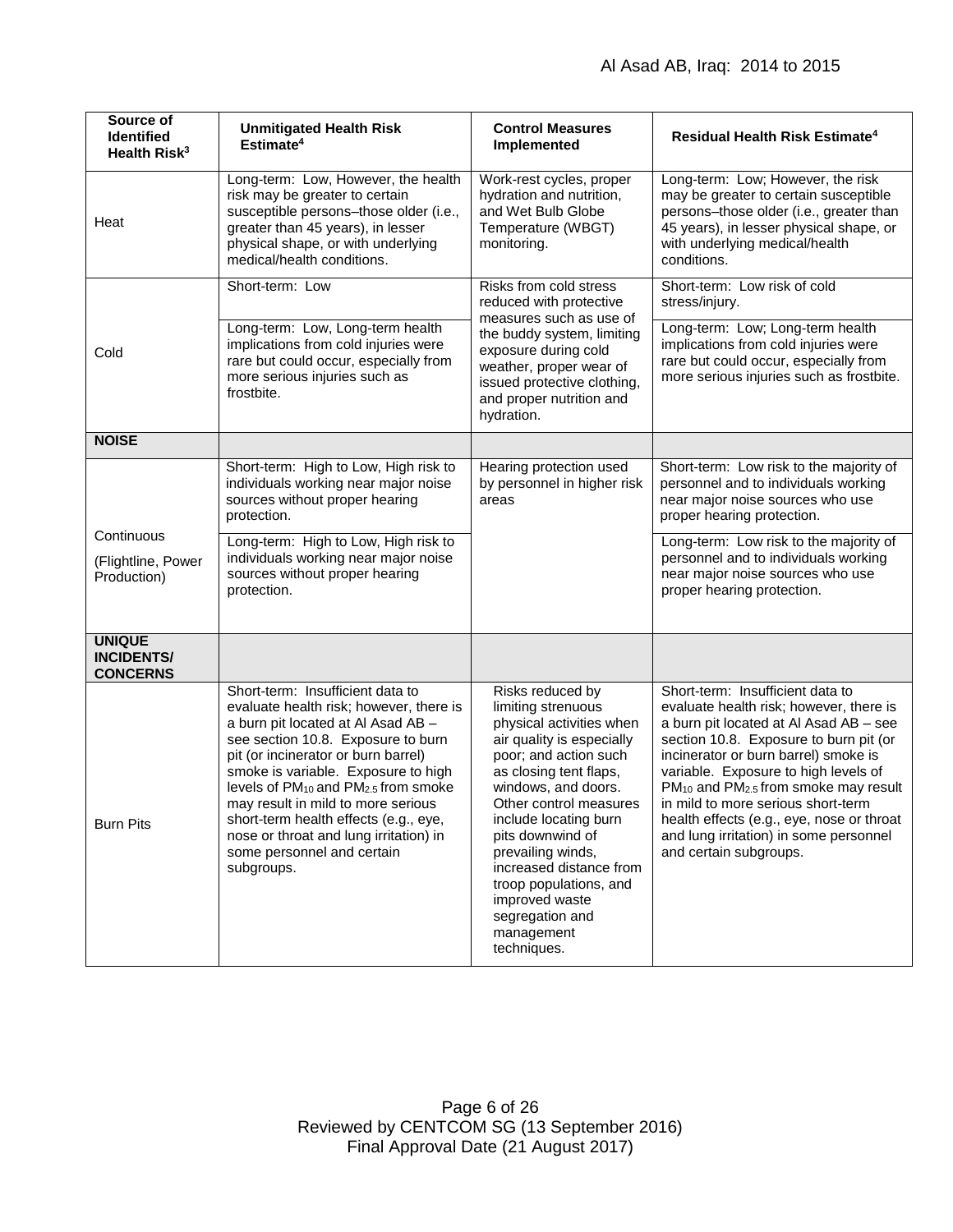| Source of Identified Health Risk[3] | Unmitigated Health Risk Estimate[4] | Control Measures Implemented | Residual Health Risk Estimate[4] |
|---|---|---|---|
| Heat | Long-term: Low, However, the health risk may be greater to certain susceptible persons–those older (i.e., greater than 45 years), in lesser physical shape, or with underlying medical/health conditions. | Work-rest cycles, proper hydration and nutrition, and Wet Bulb Globe Temperature (WBGT) monitoring. | Long-term: Low; However, the risk may be greater to certain susceptible persons–those older (i.e., greater than 45 years), in lesser physical shape, or with underlying medical/health conditions. |
| Cold | Short-term: Low | Risks from cold stress reduced with protective measures such as use of the buddy system, limiting exposure during cold weather, proper wear of issued protective clothing, and proper nutrition and hydration. | Short-term: Low risk of cold stress/injury. |
| | Long-term: Low, Long-term health implications from cold injuries were rare but could occur, especially from more serious injuries such as frostbite. | | Long-term: Low; Long-term health implications from cold injuries were rare but could occur, especially from more serious injuries such as frostbite. |
| **NOISE** | | | |
| Continuous (Flightline, Power Production) | Short-term: High to Low, High risk to individuals working near major noise sources without proper hearing protection. | Hearing protection used by personnel in higher risk areas | Short-term: Low risk to the majority of personnel and to individuals working near major noise sources who use proper hearing protection. |
| | Long-term: High to Low, High risk to individuals working near major noise sources without proper hearing protection. | | Long-term: Low risk to the majority of personnel and to individuals working near major noise sources who use proper hearing protection. |
| **UNIQUE INCIDENTS/ CONCERNS** | | | |
| Burn Pits | Short-term: Insufficient data to evaluate health risk; however, there is a burn pit located at Al Asad AB – see section 10.8. Exposure to burn pit (or incinerator or burn barrel) smoke is variable. Exposure to high levels of $PM_{10}$ and $PM_{2.5}$ from smoke may result in mild to more serious short-term health effects (e.g., eye, nose or throat and lung irritation) in some personnel and certain subgroups. | Risks reduced by limiting strenuous physical activities when air quality is especially poor; and action such as closing tent flaps, windows, and doors. Other control measures include locating burn pits downwind of prevailing winds, increased distance from troop populations, and improved waste segregation and management techniques. | Short-term: Insufficient data to evaluate health risk; however, there is a burn pit located at Al Asad AB – see section 10.8. Exposure to burn pit (or incinerator or burn barrel) smoke is variable. Exposure to high levels of $PM_{10}$ and $PM_{2.5}$ from smoke may result in mild to more serious short-term health effects (e.g., eye, nose or throat and lung irritation) in some personnel and certain subgroups. |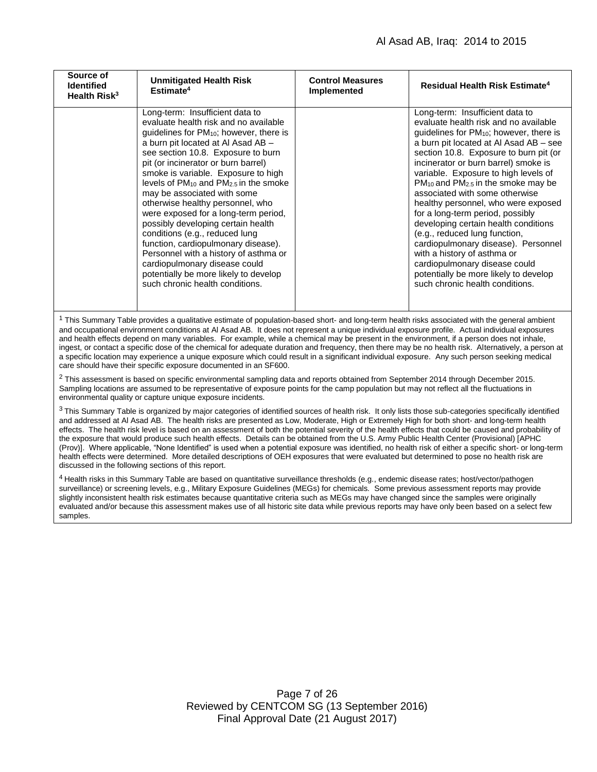| Source of Identified Health Risk[3] | Unmitigated Health Risk Estimate[4] | Control Measures Implemented | Residual Health Risk Estimate[4] |
|---|---|---|---|
| | Long-term: Insufficient data to evaluate health risk and no available guidelines for $PM_{10}$; however, there is a burn pit located at Al Asad AB – see section 10.8. Exposure to burn pit (or incinerator or burn barrel) smoke is variable. Exposure to high levels of $PM_{10}$ and $PM_{2.5}$ in the smoke may be associated with some otherwise healthy personnel, who were exposed for a long-term period, possibly developing certain health conditions (e.g., reduced lung function, cardiopulmonary disease). Personnel with a history of asthma or cardiopulmonary disease could potentially be more likely to develop such chronic health conditions. | | Long-term: Insufficient data to evaluate health risk and no available guidelines for $PM_{10}$; however, there is a burn pit located at Al Asad AB – see section 10.8. Exposure to burn pit (or incinerator or burn barrel) smoke is variable. Exposure to high levels of $PM_{10}$ and $PM_{2.5}$ in the smoke may be associated with some otherwise healthy personnel, who were exposed for a long-term period, possibly developing certain health conditions (e.g., reduced lung function, cardiopulmonary disease). Personnel with a history of asthma or cardiopulmonary disease could potentially be more likely to develop such chronic health conditions. |

[1] This Summary Table provides a qualitative estimate of population-based short- and long-term health risks associated with the general ambient and occupational environment conditions at Al Asad AB. It does not represent a unique individual exposure profile. Actual individual exposures and health effects depend on many variables. For example, while a chemical may be present in the environment, if a person does not inhale, ingest, or contact a specific dose of the chemical for adequate duration and frequency, then there may be no health risk. Alternatively, a person at a specific location may experience a unique exposure which could result in a significant individual exposure. Any such person seeking medical care should have their specific exposure documented in an SF600.

[2] This assessment is based on specific environmental sampling data and reports obtained from September 2014 through December 2015. Sampling locations are assumed to be representative of exposure points for the camp population but may not reflect all the fluctuations in environmental quality or capture unique exposure incidents.

[3] This Summary Table is organized by major categories of identified sources of health risk. It only lists those sub-categories specifically identified and addressed at Al Asad AB. The health risks are presented as Low, Moderate, High or Extremely High for both short- and long-term health effects. The health risk level is based on an assessment of both the potential severity of the health effects that could be caused and probability of the exposure that would produce such health effects. Details can be obtained from the U.S. Army Public Health Center (Provisional) [APHC (Prov)]. Where applicable, "None Identified" is used when a potential exposure was identified, no health risk of either a specific short- or long-term health effects were determined. More detailed descriptions of OEH exposures that were evaluated but determined to pose no health risk are discussed in the following sections of this report.

[4] Health risks in this Summary Table are based on quantitative surveillance thresholds (e.g., endemic disease rates; host/vector/pathogen surveillance) or screening levels, e.g., Military Exposure Guidelines (MEGs) for chemicals. Some previous assessment reports may provide slightly inconsistent health risk estimates because quantitative criteria such as MEGs may have changed since the samples were originally evaluated and/or because this assessment makes use of all historic site data while previous reports may have only been based on a select few samples.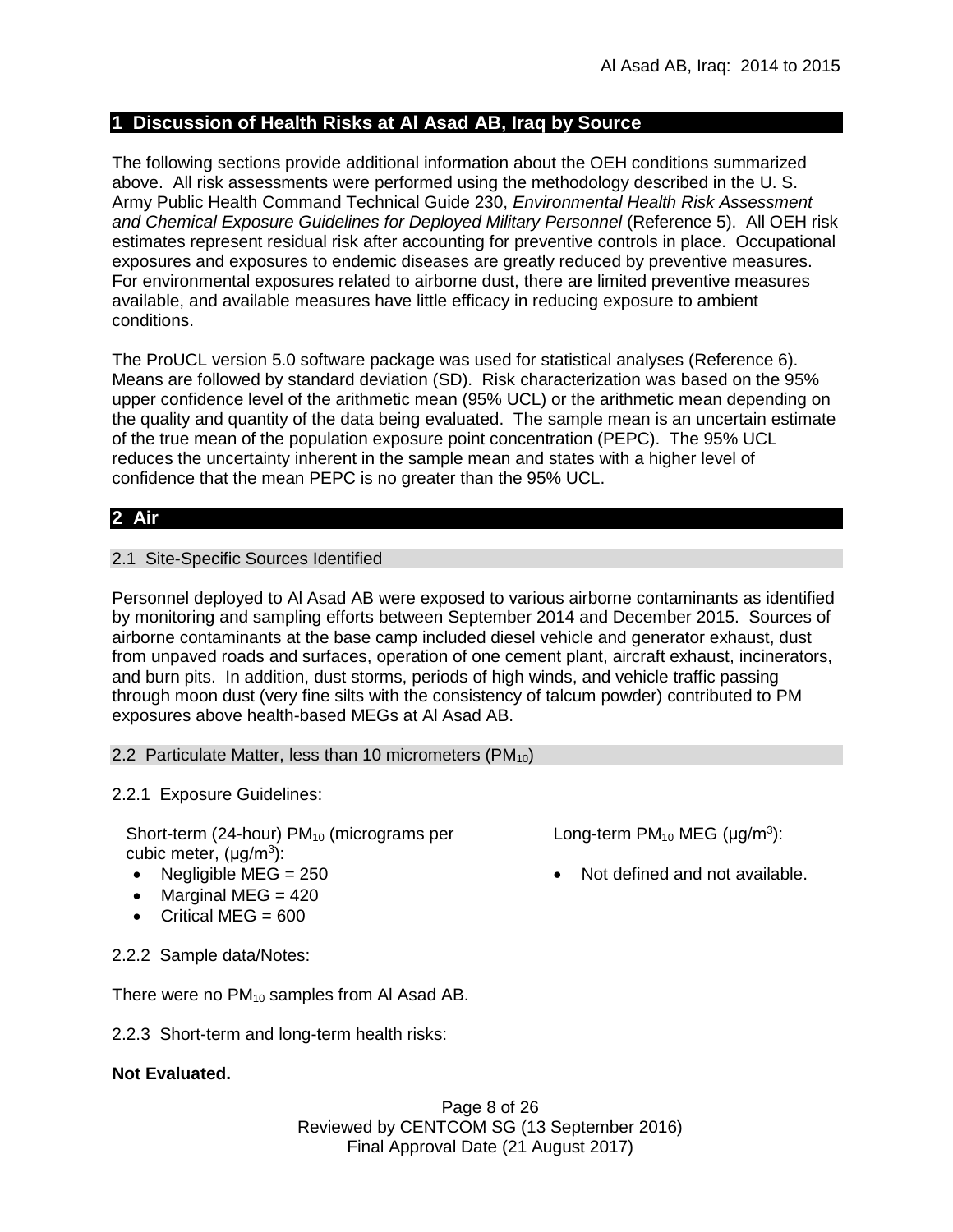## 1 Discussion of Health Risks at Al Asad AB, Iraq by Source

The following sections provide additional information about the OEH conditions summarized above. All risk assessments were performed using the methodology described in the U. S. Army Public Health Command Technical Guide 230, *Environmental Health Risk Assessment and Chemical Exposure Guidelines for Deployed Military Personnel* (Reference 5). All OEH risk estimates represent residual risk after accounting for preventive controls in place. Occupational exposures and exposures to endemic diseases are greatly reduced by preventive measures. For environmental exposures related to airborne dust, there are limited preventive measures available, and available measures have little efficacy in reducing exposure to ambient conditions.

The ProUCL version 5.0 software package was used for statistical analyses (Reference 6). Means are followed by standard deviation (SD). Risk characterization was based on the 95% upper confidence level of the arithmetic mean (95% UCL) or the arithmetic mean depending on the quality and quantity of the data being evaluated. The sample mean is an uncertain estimate of the true mean of the population exposure point concentration (PEPC). The 95% UCL reduces the uncertainty inherent in the sample mean and states with a higher level of confidence that the mean PEPC is no greater than the 95% UCL.

## 2 Air

### 2.1 Site-Specific Sources Identified

Personnel deployed to Al Asad AB were exposed to various airborne contaminants as identified by monitoring and sampling efforts between September 2014 and December 2015. Sources of airborne contaminants at the base camp included diesel vehicle and generator exhaust, dust from unpaved roads and surfaces, operation of one cement plant, aircraft exhaust, incinerators, and burn pits. In addition, dust storms, periods of high winds, and vehicle traffic passing through moon dust (very fine silts with the consistency of talcum powder) contributed to PM exposures above health-based MEGs at Al Asad AB.

### 2.2 Particulate Matter, less than 10 micrometers ($PM_{10}$)

2.2.1 Exposure Guidelines:

Short-term (24-hour) $PM_{10}$ (micrograms per cubic meter, (μg/m$^3$):

- Negligible MEG = 250
- Marginal MEG = 420
- Critical MEG = 600

Long-term $PM_{10}$ MEG (μg/m$^3$):

- Not defined and not available.

2.2.2 Sample data/Notes:

There were no $PM_{10}$ samples from Al Asad AB.

2.2.3 Short-term and long-term health risks:

**Not Evaluated.**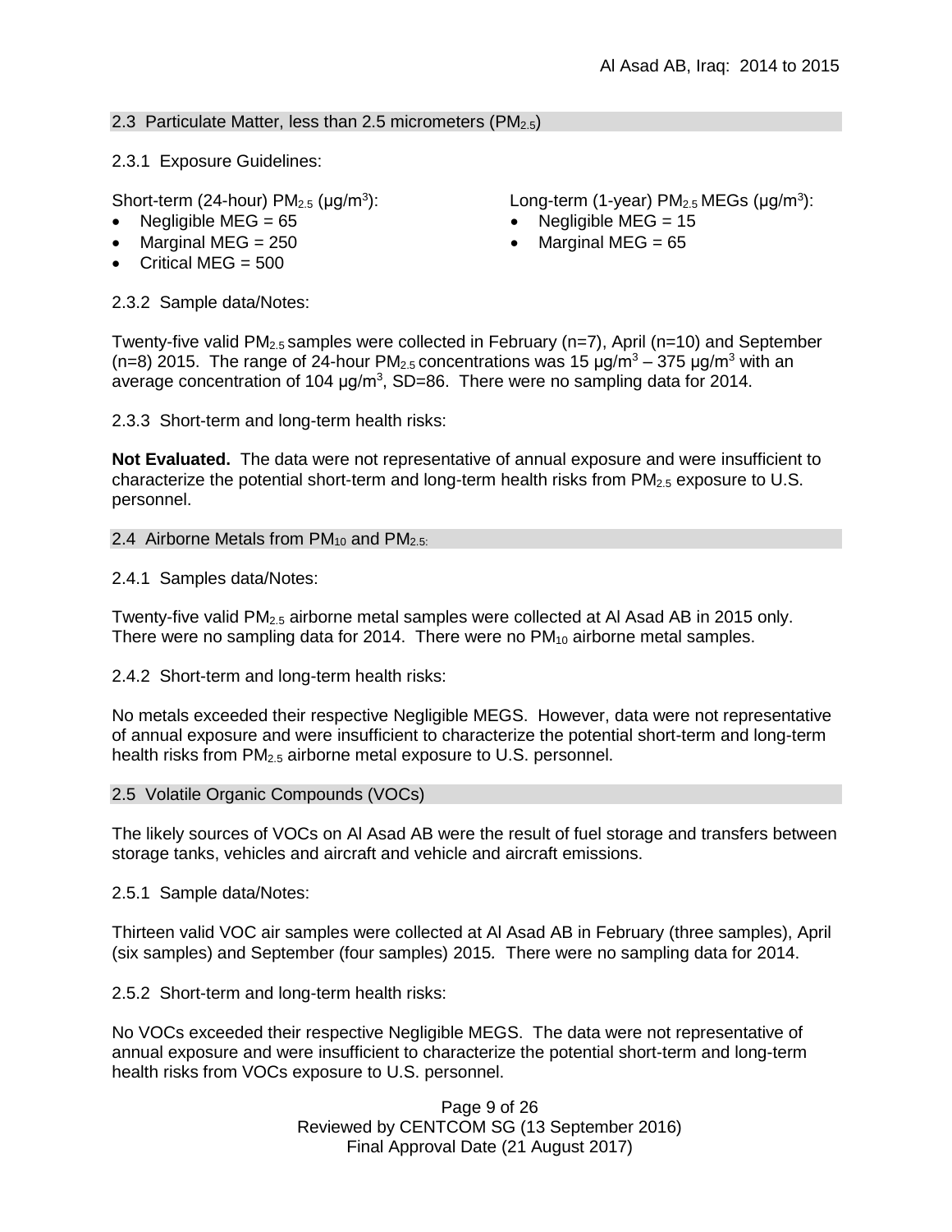## 2.3 Particulate Matter, less than 2.5 micrometers ($PM_{2.5}$)

2.3.1 Exposure Guidelines:

Short-term (24-hour) $PM_{2.5}$ (μg/m$^3$):

- Negligible MEG = 65
- Marginal MEG = 250
- Critical MEG = 500

Long-term (1-year) $PM_{2.5}$ MEGs (μg/m$^3$):

- Negligible MEG = 15
- Marginal MEG = 65

2.3.2 Sample data/Notes:

Twenty-five valid $PM_{2.5}$ samples were collected in February (n=7), April (n=10) and September (n=8) 2015. The range of 24-hour $PM_{2.5}$ concentrations was 15 μg/m$^3$ – 375 μg/m$^3$ with an average concentration of 104 μg/m$^3$, SD=86. There were no sampling data for 2014.

2.3.3 Short-term and long-term health risks:

**Not Evaluated.** The data were not representative of annual exposure and were insufficient to characterize the potential short-term and long-term health risks from $PM_{2.5}$ exposure to U.S. personnel.

## 2.4 Airborne Metals from $PM_{10}$ and $PM_{2.5}$:

2.4.1 Samples data/Notes:

Twenty-five valid $PM_{2.5}$ airborne metal samples were collected at Al Asad AB in 2015 only. There were no sampling data for 2014. There were no $PM_{10}$ airborne metal samples.

2.4.2 Short-term and long-term health risks:

No metals exceeded their respective Negligible MEGS. However, data were not representative of annual exposure and were insufficient to characterize the potential short-term and long-term health risks from $PM_{2.5}$ airborne metal exposure to U.S. personnel.

## 2.5 Volatile Organic Compounds (VOCs)

The likely sources of VOCs on Al Asad AB were the result of fuel storage and transfers between storage tanks, vehicles and aircraft and vehicle and aircraft emissions.

2.5.1 Sample data/Notes:

Thirteen valid VOC air samples were collected at Al Asad AB in February (three samples), April (six samples) and September (four samples) 2015. There were no sampling data for 2014.

2.5.2 Short-term and long-term health risks:

No VOCs exceeded their respective Negligible MEGS. The data were not representative of annual exposure and were insufficient to characterize the potential short-term and long-term health risks from VOCs exposure to U.S. personnel.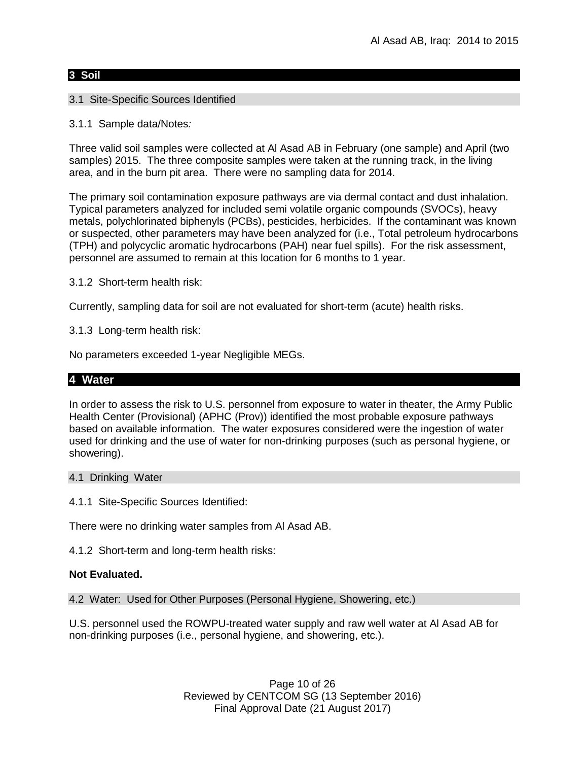## 3 Soil

### 3.1 Site-Specific Sources Identified

3.1.1 Sample data/Notes*:*

Three valid soil samples were collected at Al Asad AB in February (one sample) and April (two samples) 2015. The three composite samples were taken at the running track, in the living area, and in the burn pit area. There were no sampling data for 2014.

The primary soil contamination exposure pathways are via dermal contact and dust inhalation. Typical parameters analyzed for included semi volatile organic compounds (SVOCs), heavy metals, polychlorinated biphenyls (PCBs), pesticides, herbicides. If the contaminant was known or suspected, other parameters may have been analyzed for (i.e., Total petroleum hydrocarbons (TPH) and polycyclic aromatic hydrocarbons (PAH) near fuel spills). For the risk assessment, personnel are assumed to remain at this location for 6 months to 1 year.

3.1.2 Short-term health risk:

Currently, sampling data for soil are not evaluated for short-term (acute) health risks.

3.1.3 Long-term health risk:

No parameters exceeded 1-year Negligible MEGs.

## 4 Water

In order to assess the risk to U.S. personnel from exposure to water in theater, the Army Public Health Center (Provisional) (APHC (Prov)) identified the most probable exposure pathways based on available information. The water exposures considered were the ingestion of water used for drinking and the use of water for non-drinking purposes (such as personal hygiene, or showering).

### 4.1 Drinking Water

4.1.1 Site-Specific Sources Identified:

There were no drinking water samples from Al Asad AB.

4.1.2 Short-term and long-term health risks:

**Not Evaluated.**

### 4.2 Water: Used for Other Purposes (Personal Hygiene, Showering, etc.)

U.S. personnel used the ROWPU-treated water supply and raw well water at Al Asad AB for non-drinking purposes (i.e., personal hygiene, and showering, etc.).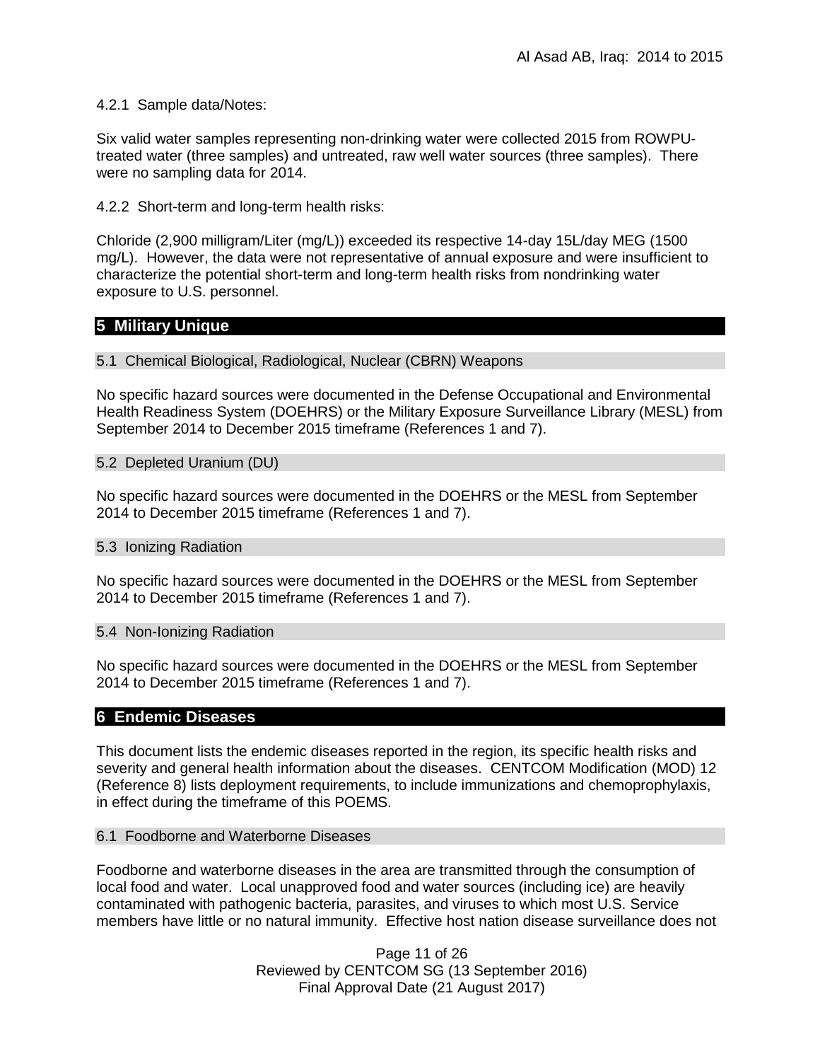4.2.1 Sample data/Notes:

Six valid water samples representing non-drinking water were collected 2015 from ROWPU-treated water (three samples) and untreated, raw well water sources (three samples). There were no sampling data for 2014.

4.2.2 Short-term and long-term health risks:

Chloride (2,900 milligram/Liter (mg/L)) exceeded its respective 14-day 15L/day MEG (1500 mg/L). However, the data were not representative of annual exposure and were insufficient to characterize the potential short-term and long-term health risks from nondrinking water exposure to U.S. personnel.

## 5 Military Unique

### 5.1 Chemical Biological, Radiological, Nuclear (CBRN) Weapons

No specific hazard sources were documented in the Defense Occupational and Environmental Health Readiness System (DOEHRS) or the Military Exposure Surveillance Library (MESL) from September 2014 to December 2015 timeframe (References 1 and 7).

### 5.2 Depleted Uranium (DU)

No specific hazard sources were documented in the DOEHRS or the MESL from September 2014 to December 2015 timeframe (References 1 and 7).

### 5.3 Ionizing Radiation

No specific hazard sources were documented in the DOEHRS or the MESL from September 2014 to December 2015 timeframe (References 1 and 7).

### 5.4 Non-Ionizing Radiation

No specific hazard sources were documented in the DOEHRS or the MESL from September 2014 to December 2015 timeframe (References 1 and 7).

## 6 Endemic Diseases

This document lists the endemic diseases reported in the region, its specific health risks and severity and general health information about the diseases. CENTCOM Modification (MOD) 12 (Reference 8) lists deployment requirements, to include immunizations and chemoprophylaxis, in effect during the timeframe of this POEMS.

### 6.1 Foodborne and Waterborne Diseases

Foodborne and waterborne diseases in the area are transmitted through the consumption of local food and water. Local unapproved food and water sources (including ice) are heavily contaminated with pathogenic bacteria, parasites, and viruses to which most U.S. Service members have little or no natural immunity. Effective host nation disease surveillance does not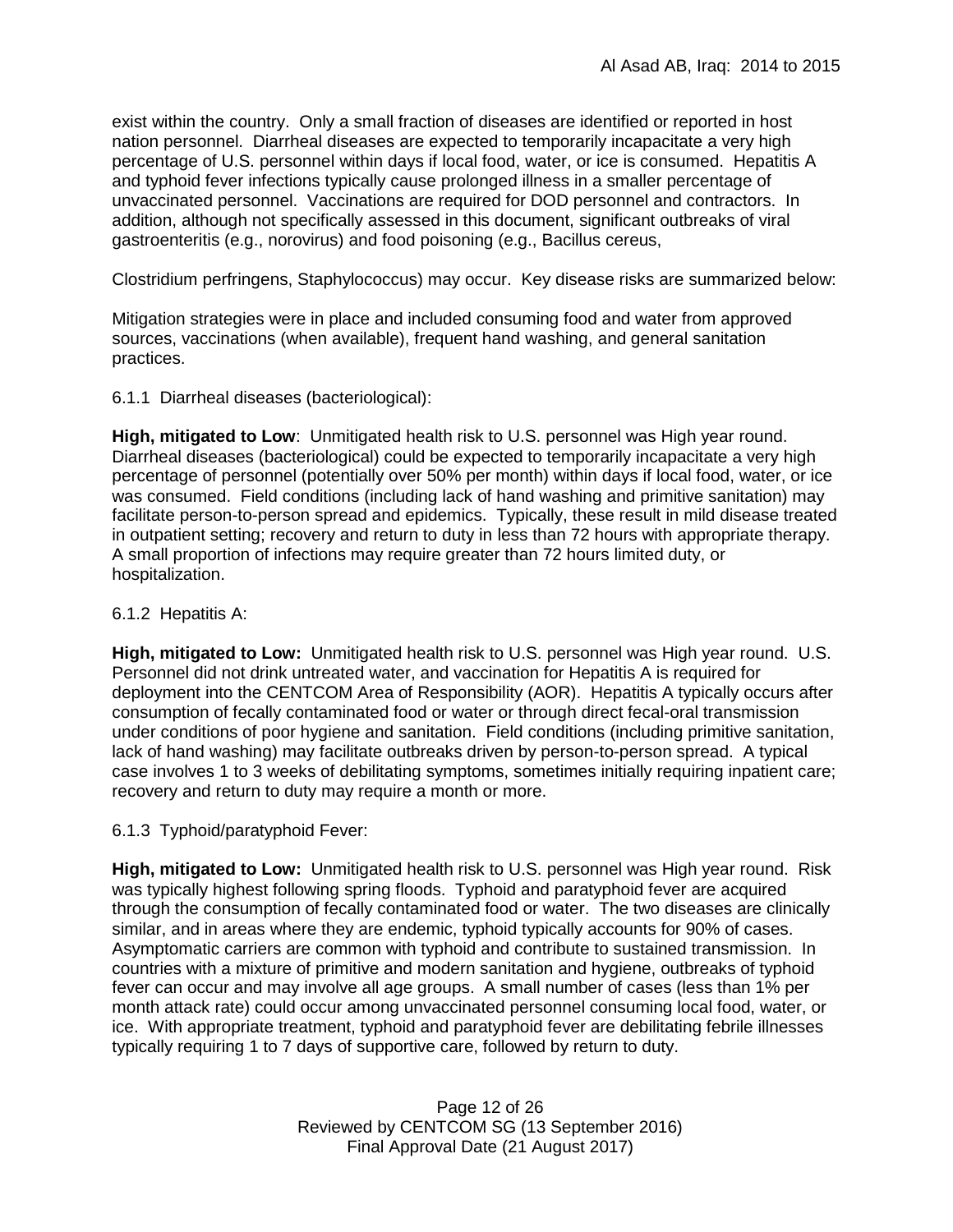exist within the country. Only a small fraction of diseases are identified or reported in host nation personnel. Diarrheal diseases are expected to temporarily incapacitate a very high percentage of U.S. personnel within days if local food, water, or ice is consumed. Hepatitis A and typhoid fever infections typically cause prolonged illness in a smaller percentage of unvaccinated personnel. Vaccinations are required for DOD personnel and contractors. In addition, although not specifically assessed in this document, significant outbreaks of viral gastroenteritis (e.g., norovirus) and food poisoning (e.g., Bacillus cereus,

Clostridium perfringens, Staphylococcus) may occur. Key disease risks are summarized below:

Mitigation strategies were in place and included consuming food and water from approved sources, vaccinations (when available), frequent hand washing, and general sanitation practices.

6.1.1 Diarrheal diseases (bacteriological):

**High, mitigated to Low**: Unmitigated health risk to U.S. personnel was High year round. Diarrheal diseases (bacteriological) could be expected to temporarily incapacitate a very high percentage of personnel (potentially over 50% per month) within days if local food, water, or ice was consumed. Field conditions (including lack of hand washing and primitive sanitation) may facilitate person-to-person spread and epidemics. Typically, these result in mild disease treated in outpatient setting; recovery and return to duty in less than 72 hours with appropriate therapy. A small proportion of infections may require greater than 72 hours limited duty, or hospitalization.

6.1.2 Hepatitis A:

**High, mitigated to Low:** Unmitigated health risk to U.S. personnel was High year round. U.S. Personnel did not drink untreated water, and vaccination for Hepatitis A is required for deployment into the CENTCOM Area of Responsibility (AOR). Hepatitis A typically occurs after consumption of fecally contaminated food or water or through direct fecal-oral transmission under conditions of poor hygiene and sanitation. Field conditions (including primitive sanitation, lack of hand washing) may facilitate outbreaks driven by person-to-person spread. A typical case involves 1 to 3 weeks of debilitating symptoms, sometimes initially requiring inpatient care; recovery and return to duty may require a month or more.

6.1.3 Typhoid/paratyphoid Fever:

**High, mitigated to Low:** Unmitigated health risk to U.S. personnel was High year round. Risk was typically highest following spring floods. Typhoid and paratyphoid fever are acquired through the consumption of fecally contaminated food or water. The two diseases are clinically similar, and in areas where they are endemic, typhoid typically accounts for 90% of cases. Asymptomatic carriers are common with typhoid and contribute to sustained transmission. In countries with a mixture of primitive and modern sanitation and hygiene, outbreaks of typhoid fever can occur and may involve all age groups. A small number of cases (less than 1% per month attack rate) could occur among unvaccinated personnel consuming local food, water, or ice. With appropriate treatment, typhoid and paratyphoid fever are debilitating febrile illnesses typically requiring 1 to 7 days of supportive care, followed by return to duty.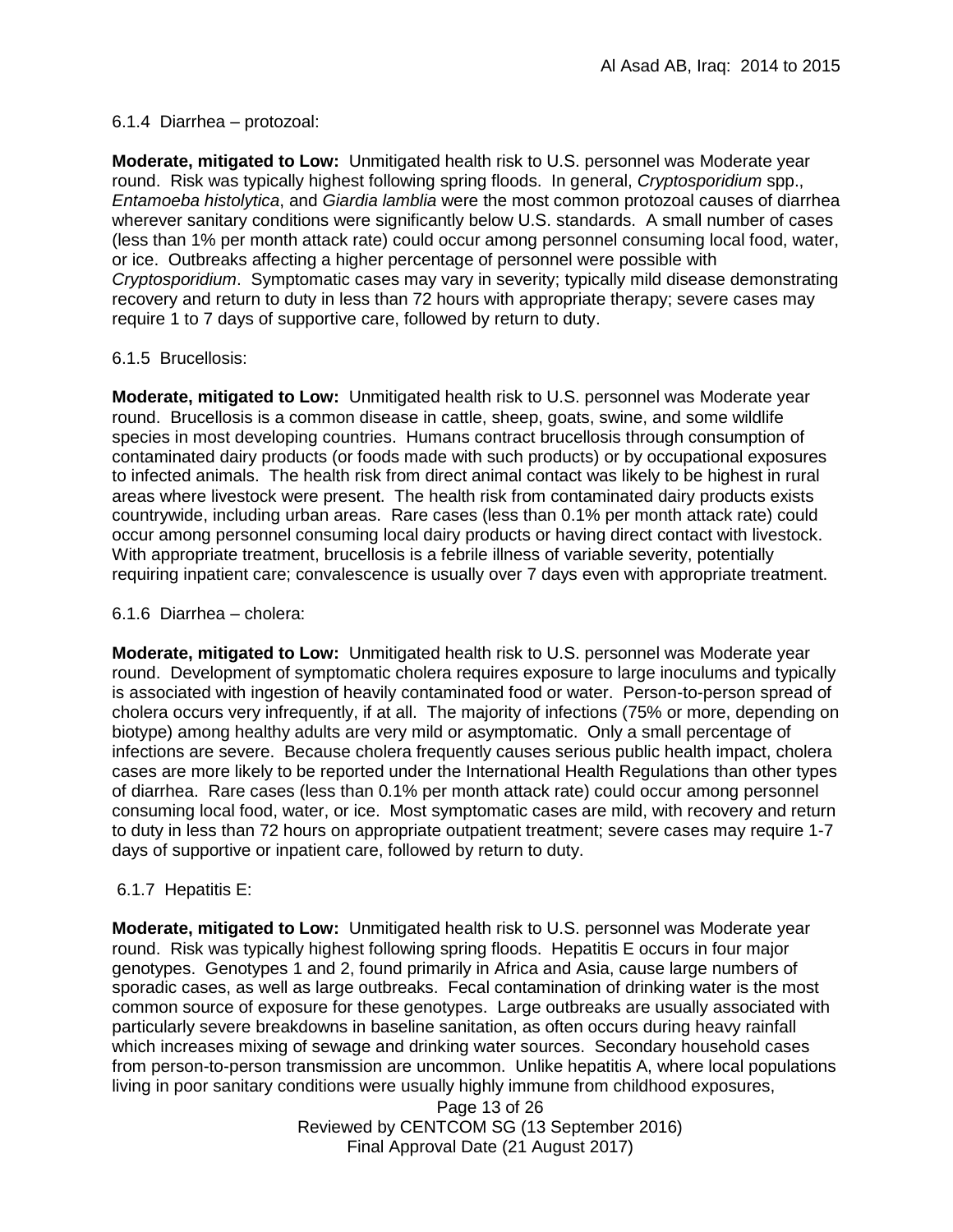6.1.4 Diarrhea – protozoal:

**Moderate, mitigated to Low:** Unmitigated health risk to U.S. personnel was Moderate year round. Risk was typically highest following spring floods. In general, *Cryptosporidium* spp., *Entamoeba histolytica*, and *Giardia lamblia* were the most common protozoal causes of diarrhea wherever sanitary conditions were significantly below U.S. standards. A small number of cases (less than 1% per month attack rate) could occur among personnel consuming local food, water, or ice. Outbreaks affecting a higher percentage of personnel were possible with *Cryptosporidium*. Symptomatic cases may vary in severity; typically mild disease demonstrating recovery and return to duty in less than 72 hours with appropriate therapy; severe cases may require 1 to 7 days of supportive care, followed by return to duty.

6.1.5 Brucellosis:

**Moderate, mitigated to Low:** Unmitigated health risk to U.S. personnel was Moderate year round. Brucellosis is a common disease in cattle, sheep, goats, swine, and some wildlife species in most developing countries. Humans contract brucellosis through consumption of contaminated dairy products (or foods made with such products) or by occupational exposures to infected animals. The health risk from direct animal contact was likely to be highest in rural areas where livestock were present. The health risk from contaminated dairy products exists countrywide, including urban areas. Rare cases (less than 0.1% per month attack rate) could occur among personnel consuming local dairy products or having direct contact with livestock. With appropriate treatment, brucellosis is a febrile illness of variable severity, potentially requiring inpatient care; convalescence is usually over 7 days even with appropriate treatment.

6.1.6 Diarrhea – cholera:

**Moderate, mitigated to Low:** Unmitigated health risk to U.S. personnel was Moderate year round. Development of symptomatic cholera requires exposure to large inoculums and typically is associated with ingestion of heavily contaminated food or water. Person-to-person spread of cholera occurs very infrequently, if at all. The majority of infections (75% or more, depending on biotype) among healthy adults are very mild or asymptomatic. Only a small percentage of infections are severe. Because cholera frequently causes serious public health impact, cholera cases are more likely to be reported under the International Health Regulations than other types of diarrhea. Rare cases (less than 0.1% per month attack rate) could occur among personnel consuming local food, water, or ice. Most symptomatic cases are mild, with recovery and return to duty in less than 72 hours on appropriate outpatient treatment; severe cases may require 1-7 days of supportive or inpatient care, followed by return to duty.

6.1.7 Hepatitis E:

**Moderate, mitigated to Low:** Unmitigated health risk to U.S. personnel was Moderate year round. Risk was typically highest following spring floods. Hepatitis E occurs in four major genotypes. Genotypes 1 and 2, found primarily in Africa and Asia, cause large numbers of sporadic cases, as well as large outbreaks. Fecal contamination of drinking water is the most common source of exposure for these genotypes. Large outbreaks are usually associated with particularly severe breakdowns in baseline sanitation, as often occurs during heavy rainfall which increases mixing of sewage and drinking water sources. Secondary household cases from person-to-person transmission are uncommon. Unlike hepatitis A, where local populations living in poor sanitary conditions were usually highly immune from childhood exposures,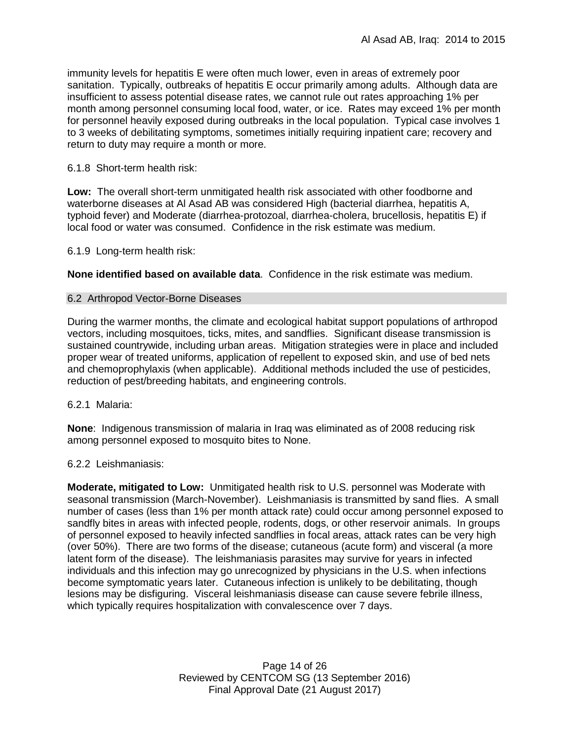immunity levels for hepatitis E were often much lower, even in areas of extremely poor sanitation. Typically, outbreaks of hepatitis E occur primarily among adults. Although data are insufficient to assess potential disease rates, we cannot rule out rates approaching 1% per month among personnel consuming local food, water, or ice. Rates may exceed 1% per month for personnel heavily exposed during outbreaks in the local population. Typical case involves 1 to 3 weeks of debilitating symptoms, sometimes initially requiring inpatient care; recovery and return to duty may require a month or more.

6.1.8 Short-term health risk:

**Low:** The overall short-term unmitigated health risk associated with other foodborne and waterborne diseases at Al Asad AB was considered High (bacterial diarrhea, hepatitis A, typhoid fever) and Moderate (diarrhea-protozoal, diarrhea-cholera, brucellosis, hepatitis E) if local food or water was consumed. Confidence in the risk estimate was medium.

6.1.9 Long-term health risk:

**None identified based on available data**. Confidence in the risk estimate was medium.

## 6.2 Arthropod Vector-Borne Diseases

During the warmer months, the climate and ecological habitat support populations of arthropod vectors, including mosquitoes, ticks, mites, and sandflies. Significant disease transmission is sustained countrywide, including urban areas. Mitigation strategies were in place and included proper wear of treated uniforms, application of repellent to exposed skin, and use of bed nets and chemoprophylaxis (when applicable). Additional methods included the use of pesticides, reduction of pest/breeding habitats, and engineering controls.

6.2.1 Malaria:

**None**: Indigenous transmission of malaria in Iraq was eliminated as of 2008 reducing risk among personnel exposed to mosquito bites to None.

6.2.2 Leishmaniasis:

**Moderate, mitigated to Low:** Unmitigated health risk to U.S. personnel was Moderate with seasonal transmission (March-November). Leishmaniasis is transmitted by sand flies. A small number of cases (less than 1% per month attack rate) could occur among personnel exposed to sandfly bites in areas with infected people, rodents, dogs, or other reservoir animals. In groups of personnel exposed to heavily infected sandflies in focal areas, attack rates can be very high (over 50%). There are two forms of the disease; cutaneous (acute form) and visceral (a more latent form of the disease). The leishmaniasis parasites may survive for years in infected individuals and this infection may go unrecognized by physicians in the U.S. when infections become symptomatic years later. Cutaneous infection is unlikely to be debilitating, though lesions may be disfiguring. Visceral leishmaniasis disease can cause severe febrile illness, which typically requires hospitalization with convalescence over 7 days.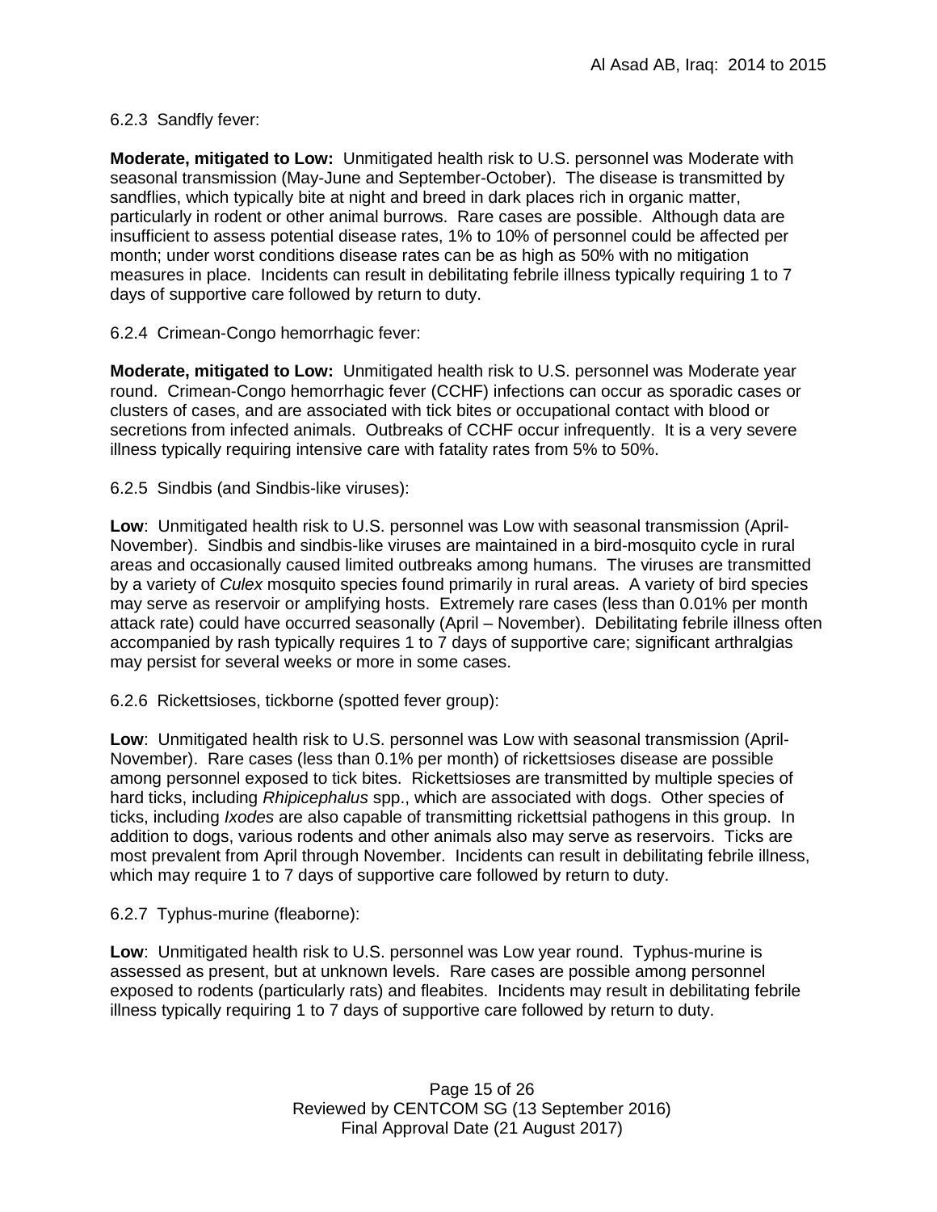6.2.3 Sandfly fever:

**Moderate, mitigated to Low:** Unmitigated health risk to U.S. personnel was Moderate with seasonal transmission (May-June and September-October). The disease is transmitted by sandflies, which typically bite at night and breed in dark places rich in organic matter, particularly in rodent or other animal burrows. Rare cases are possible. Although data are insufficient to assess potential disease rates, 1% to 10% of personnel could be affected per month; under worst conditions disease rates can be as high as 50% with no mitigation measures in place. Incidents can result in debilitating febrile illness typically requiring 1 to 7 days of supportive care followed by return to duty.

6.2.4 Crimean-Congo hemorrhagic fever:

**Moderate, mitigated to Low:** Unmitigated health risk to U.S. personnel was Moderate year round. Crimean-Congo hemorrhagic fever (CCHF) infections can occur as sporadic cases or clusters of cases, and are associated with tick bites or occupational contact with blood or secretions from infected animals. Outbreaks of CCHF occur infrequently. It is a very severe illness typically requiring intensive care with fatality rates from 5% to 50%.

6.2.5 Sindbis (and Sindbis-like viruses):

**Low**: Unmitigated health risk to U.S. personnel was Low with seasonal transmission (April-November). Sindbis and sindbis-like viruses are maintained in a bird-mosquito cycle in rural areas and occasionally caused limited outbreaks among humans. The viruses are transmitted by a variety of *Culex* mosquito species found primarily in rural areas. A variety of bird species may serve as reservoir or amplifying hosts. Extremely rare cases (less than 0.01% per month attack rate) could have occurred seasonally (April – November). Debilitating febrile illness often accompanied by rash typically requires 1 to 7 days of supportive care; significant arthralgias may persist for several weeks or more in some cases.

6.2.6 Rickettsioses, tickborne (spotted fever group):

**Low**: Unmitigated health risk to U.S. personnel was Low with seasonal transmission (April-November). Rare cases (less than 0.1% per month) of rickettsioses disease are possible among personnel exposed to tick bites. Rickettsioses are transmitted by multiple species of hard ticks, including *Rhipicephalus* spp., which are associated with dogs. Other species of ticks, including *Ixodes* are also capable of transmitting rickettsial pathogens in this group. In addition to dogs, various rodents and other animals also may serve as reservoirs. Ticks are most prevalent from April through November. Incidents can result in debilitating febrile illness, which may require 1 to 7 days of supportive care followed by return to duty.

6.2.7 Typhus-murine (fleaborne):

**Low**: Unmitigated health risk to U.S. personnel was Low year round. Typhus-murine is assessed as present, but at unknown levels. Rare cases are possible among personnel exposed to rodents (particularly rats) and fleabites. Incidents may result in debilitating febrile illness typically requiring 1 to 7 days of supportive care followed by return to duty.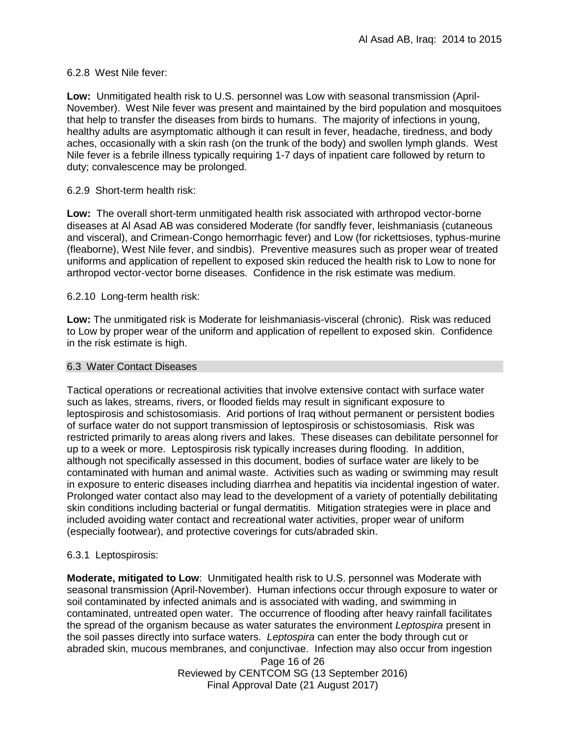6.2.8 West Nile fever:

**Low:** Unmitigated health risk to U.S. personnel was Low with seasonal transmission (April-November). West Nile fever was present and maintained by the bird population and mosquitoes that help to transfer the diseases from birds to humans. The majority of infections in young, healthy adults are asymptomatic although it can result in fever, headache, tiredness, and body aches, occasionally with a skin rash (on the trunk of the body) and swollen lymph glands. West Nile fever is a febrile illness typically requiring 1-7 days of inpatient care followed by return to duty; convalescence may be prolonged.

6.2.9 Short-term health risk:

**Low:** The overall short-term unmitigated health risk associated with arthropod vector-borne diseases at Al Asad AB was considered Moderate (for sandfly fever, leishmaniasis (cutaneous and visceral), and Crimean-Congo hemorrhagic fever) and Low (for rickettsioses, typhus-murine (fleaborne), West Nile fever, and sindbis). Preventive measures such as proper wear of treated uniforms and application of repellent to exposed skin reduced the health risk to Low to none for arthropod vector-vector borne diseases. Confidence in the risk estimate was medium.

6.2.10 Long-term health risk:

**Low:** The unmitigated risk is Moderate for leishmaniasis-visceral (chronic). Risk was reduced to Low by proper wear of the uniform and application of repellent to exposed skin. Confidence in the risk estimate is high.

## 6.3 Water Contact Diseases

Tactical operations or recreational activities that involve extensive contact with surface water such as lakes, streams, rivers, or flooded fields may result in significant exposure to leptospirosis and schistosomiasis. Arid portions of Iraq without permanent or persistent bodies of surface water do not support transmission of leptospirosis or schistosomiasis. Risk was restricted primarily to areas along rivers and lakes. These diseases can debilitate personnel for up to a week or more. Leptospirosis risk typically increases during flooding. In addition, although not specifically assessed in this document, bodies of surface water are likely to be contaminated with human and animal waste. Activities such as wading or swimming may result in exposure to enteric diseases including diarrhea and hepatitis via incidental ingestion of water. Prolonged water contact also may lead to the development of a variety of potentially debilitating skin conditions including bacterial or fungal dermatitis. Mitigation strategies were in place and included avoiding water contact and recreational water activities, proper wear of uniform (especially footwear), and protective coverings for cuts/abraded skin.

6.3.1 Leptospirosis:

**Moderate, mitigated to Low**: Unmitigated health risk to U.S. personnel was Moderate with seasonal transmission (April-November). Human infections occur through exposure to water or soil contaminated by infected animals and is associated with wading, and swimming in contaminated, untreated open water. The occurrence of flooding after heavy rainfall facilitates the spread of the organism because as water saturates the environment *Leptospira* present in the soil passes directly into surface waters. *Leptospira* can enter the body through cut or abraded skin, mucous membranes, and conjunctivae. Infection may also occur from ingestion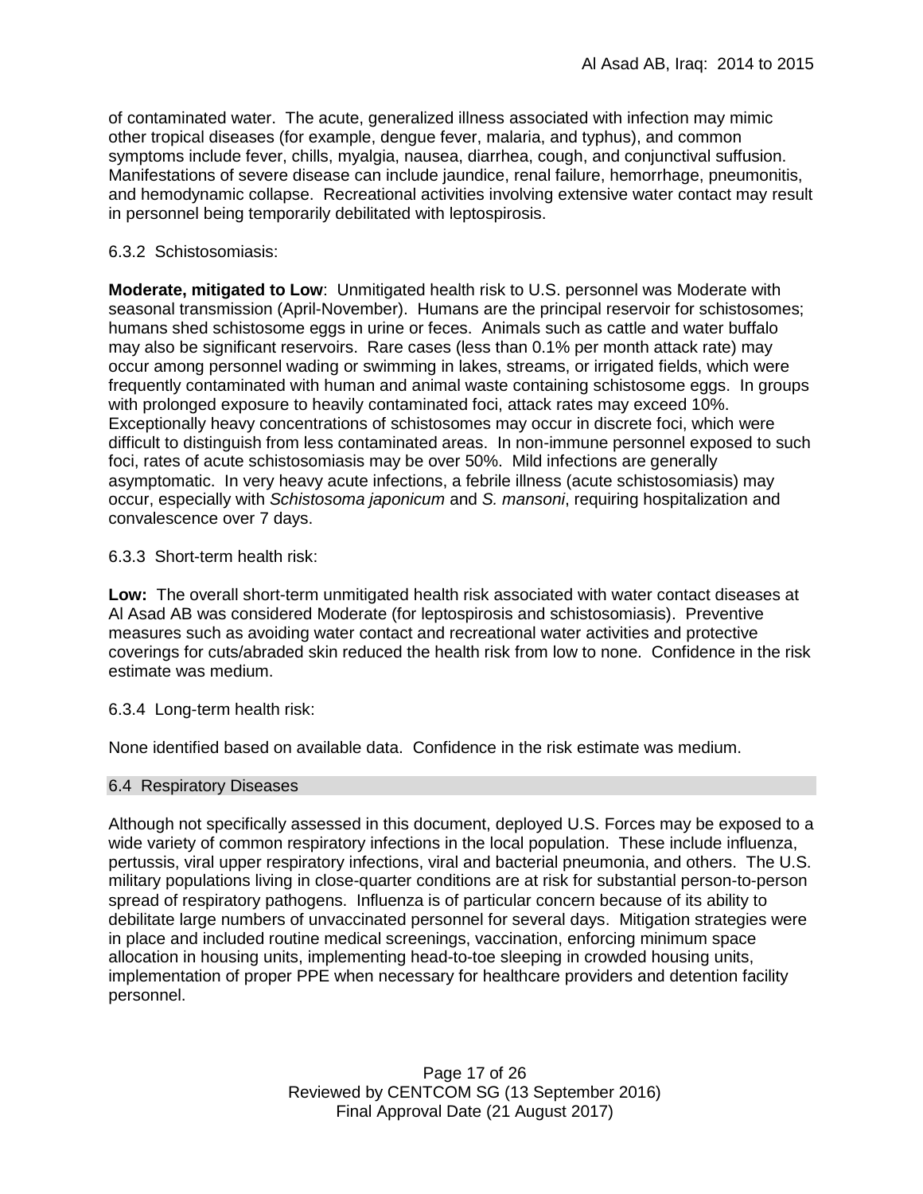of contaminated water. The acute, generalized illness associated with infection may mimic other tropical diseases (for example, dengue fever, malaria, and typhus), and common symptoms include fever, chills, myalgia, nausea, diarrhea, cough, and conjunctival suffusion. Manifestations of severe disease can include jaundice, renal failure, hemorrhage, pneumonitis, and hemodynamic collapse. Recreational activities involving extensive water contact may result in personnel being temporarily debilitated with leptospirosis.

6.3.2 Schistosomiasis:

**Moderate, mitigated to Low**: Unmitigated health risk to U.S. personnel was Moderate with seasonal transmission (April-November). Humans are the principal reservoir for schistosomes; humans shed schistosome eggs in urine or feces. Animals such as cattle and water buffalo may also be significant reservoirs. Rare cases (less than 0.1% per month attack rate) may occur among personnel wading or swimming in lakes, streams, or irrigated fields, which were frequently contaminated with human and animal waste containing schistosome eggs. In groups with prolonged exposure to heavily contaminated foci, attack rates may exceed 10%. Exceptionally heavy concentrations of schistosomes may occur in discrete foci, which were difficult to distinguish from less contaminated areas. In non-immune personnel exposed to such foci, rates of acute schistosomiasis may be over 50%. Mild infections are generally asymptomatic. In very heavy acute infections, a febrile illness (acute schistosomiasis) may occur, especially with *Schistosoma japonicum* and *S. mansoni*, requiring hospitalization and convalescence over 7 days.

6.3.3 Short-term health risk:

**Low:** The overall short-term unmitigated health risk associated with water contact diseases at Al Asad AB was considered Moderate (for leptospirosis and schistosomiasis). Preventive measures such as avoiding water contact and recreational water activities and protective coverings for cuts/abraded skin reduced the health risk from low to none. Confidence in the risk estimate was medium.

6.3.4 Long-term health risk:

None identified based on available data. Confidence in the risk estimate was medium.

## 6.4 Respiratory Diseases

Although not specifically assessed in this document, deployed U.S. Forces may be exposed to a wide variety of common respiratory infections in the local population. These include influenza, pertussis, viral upper respiratory infections, viral and bacterial pneumonia, and others. The U.S. military populations living in close-quarter conditions are at risk for substantial person-to-person spread of respiratory pathogens. Influenza is of particular concern because of its ability to debilitate large numbers of unvaccinated personnel for several days. Mitigation strategies were in place and included routine medical screenings, vaccination, enforcing minimum space allocation in housing units, implementing head-to-toe sleeping in crowded housing units, implementation of proper PPE when necessary for healthcare providers and detention facility personnel.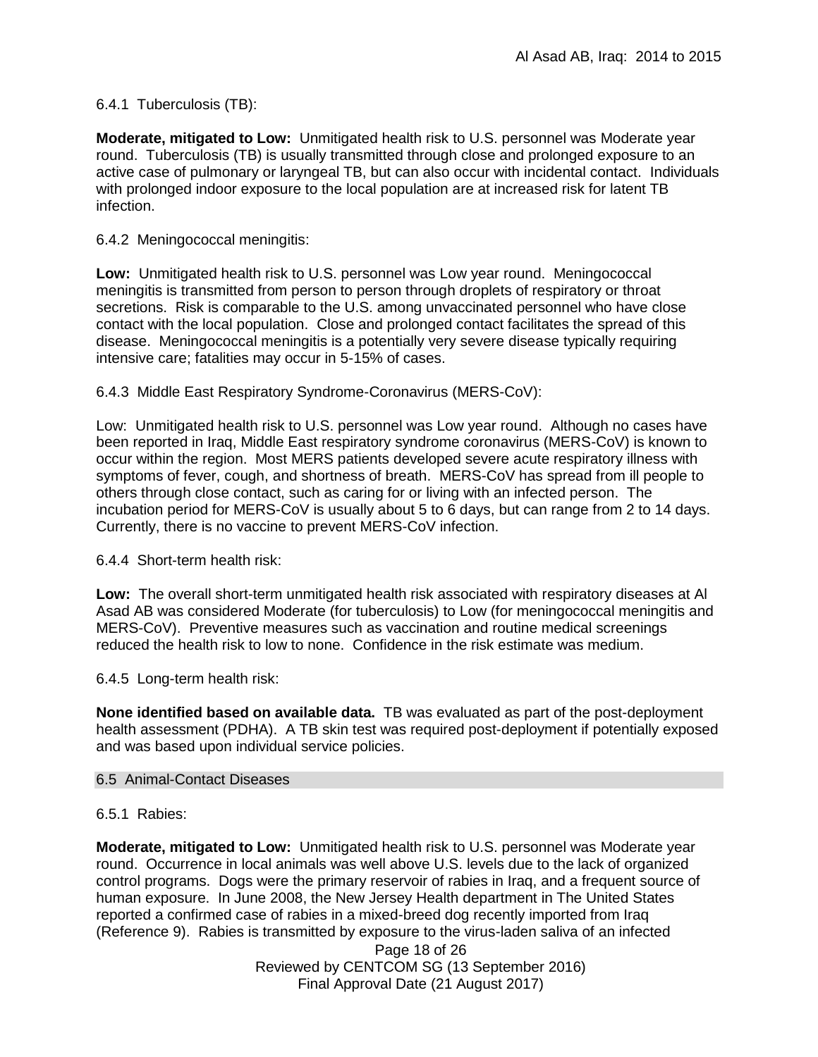6.4.1 Tuberculosis (TB):

**Moderate, mitigated to Low:** Unmitigated health risk to U.S. personnel was Moderate year round. Tuberculosis (TB) is usually transmitted through close and prolonged exposure to an active case of pulmonary or laryngeal TB, but can also occur with incidental contact. Individuals with prolonged indoor exposure to the local population are at increased risk for latent TB infection.

6.4.2 Meningococcal meningitis:

**Low:** Unmitigated health risk to U.S. personnel was Low year round. Meningococcal meningitis is transmitted from person to person through droplets of respiratory or throat secretions. Risk is comparable to the U.S. among unvaccinated personnel who have close contact with the local population. Close and prolonged contact facilitates the spread of this disease. Meningococcal meningitis is a potentially very severe disease typically requiring intensive care; fatalities may occur in 5-15% of cases.

6.4.3 Middle East Respiratory Syndrome-Coronavirus (MERS-CoV):

Low: Unmitigated health risk to U.S. personnel was Low year round. Although no cases have been reported in Iraq, Middle East respiratory syndrome coronavirus (MERS-CoV) is known to occur within the region. Most MERS patients developed severe acute respiratory illness with symptoms of fever, cough, and shortness of breath. MERS-CoV has spread from ill people to others through close contact, such as caring for or living with an infected person. The incubation period for MERS-CoV is usually about 5 to 6 days, but can range from 2 to 14 days. Currently, there is no vaccine to prevent MERS-CoV infection.

6.4.4 Short-term health risk:

**Low:** The overall short-term unmitigated health risk associated with respiratory diseases at Al Asad AB was considered Moderate (for tuberculosis) to Low (for meningococcal meningitis and MERS-CoV). Preventive measures such as vaccination and routine medical screenings reduced the health risk to low to none. Confidence in the risk estimate was medium.

6.4.5 Long-term health risk:

**None identified based on available data.** TB was evaluated as part of the post-deployment health assessment (PDHA). A TB skin test was required post-deployment if potentially exposed and was based upon individual service policies.

## 6.5 Animal-Contact Diseases

6.5.1 Rabies:

**Moderate, mitigated to Low:** Unmitigated health risk to U.S. personnel was Moderate year round. Occurrence in local animals was well above U.S. levels due to the lack of organized control programs. Dogs were the primary reservoir of rabies in Iraq, and a frequent source of human exposure. In June 2008, the New Jersey Health department in The United States reported a confirmed case of rabies in a mixed-breed dog recently imported from Iraq (Reference 9). Rabies is transmitted by exposure to the virus-laden saliva of an infected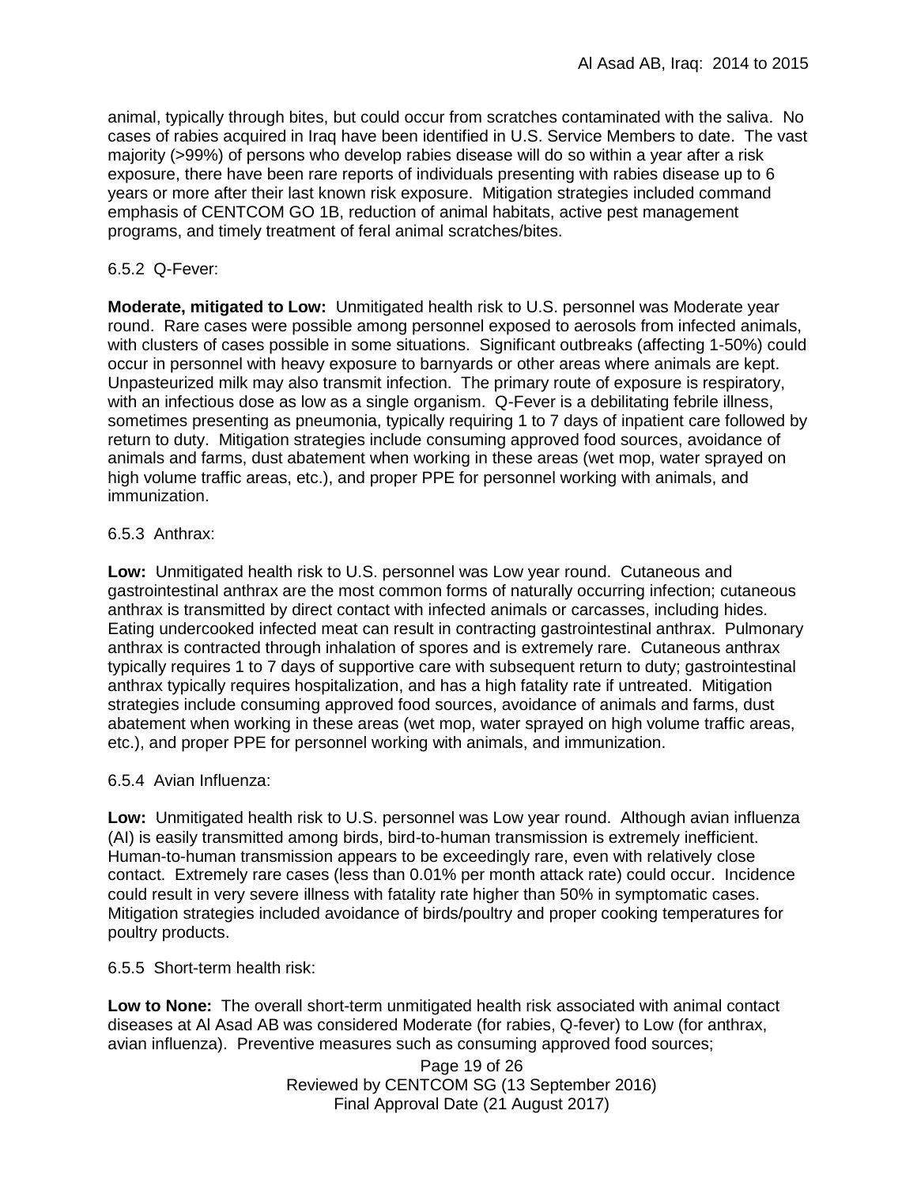animal, typically through bites, but could occur from scratches contaminated with the saliva. No cases of rabies acquired in Iraq have been identified in U.S. Service Members to date. The vast majority (>99%) of persons who develop rabies disease will do so within a year after a risk exposure, there have been rare reports of individuals presenting with rabies disease up to 6 years or more after their last known risk exposure. Mitigation strategies included command emphasis of CENTCOM GO 1B, reduction of animal habitats, active pest management programs, and timely treatment of feral animal scratches/bites.

6.5.2 Q-Fever:

**Moderate, mitigated to Low:** Unmitigated health risk to U.S. personnel was Moderate year round. Rare cases were possible among personnel exposed to aerosols from infected animals, with clusters of cases possible in some situations. Significant outbreaks (affecting 1-50%) could occur in personnel with heavy exposure to barnyards or other areas where animals are kept. Unpasteurized milk may also transmit infection. The primary route of exposure is respiratory, with an infectious dose as low as a single organism. Q-Fever is a debilitating febrile illness, sometimes presenting as pneumonia, typically requiring 1 to 7 days of inpatient care followed by return to duty. Mitigation strategies include consuming approved food sources, avoidance of animals and farms, dust abatement when working in these areas (wet mop, water sprayed on high volume traffic areas, etc.), and proper PPE for personnel working with animals, and immunization.

6.5.3 Anthrax:

**Low:** Unmitigated health risk to U.S. personnel was Low year round. Cutaneous and gastrointestinal anthrax are the most common forms of naturally occurring infection; cutaneous anthrax is transmitted by direct contact with infected animals or carcasses, including hides. Eating undercooked infected meat can result in contracting gastrointestinal anthrax. Pulmonary anthrax is contracted through inhalation of spores and is extremely rare. Cutaneous anthrax typically requires 1 to 7 days of supportive care with subsequent return to duty; gastrointestinal anthrax typically requires hospitalization, and has a high fatality rate if untreated. Mitigation strategies include consuming approved food sources, avoidance of animals and farms, dust abatement when working in these areas (wet mop, water sprayed on high volume traffic areas, etc.), and proper PPE for personnel working with animals, and immunization.

6.5.4 Avian Influenza:

**Low:** Unmitigated health risk to U.S. personnel was Low year round. Although avian influenza (AI) is easily transmitted among birds, bird-to-human transmission is extremely inefficient. Human-to-human transmission appears to be exceedingly rare, even with relatively close contact. Extremely rare cases (less than 0.01% per month attack rate) could occur. Incidence could result in very severe illness with fatality rate higher than 50% in symptomatic cases. Mitigation strategies included avoidance of birds/poultry and proper cooking temperatures for poultry products.

6.5.5 Short-term health risk:

**Low to None:** The overall short-term unmitigated health risk associated with animal contact diseases at Al Asad AB was considered Moderate (for rabies, Q-fever) to Low (for anthrax, avian influenza). Preventive measures such as consuming approved food sources;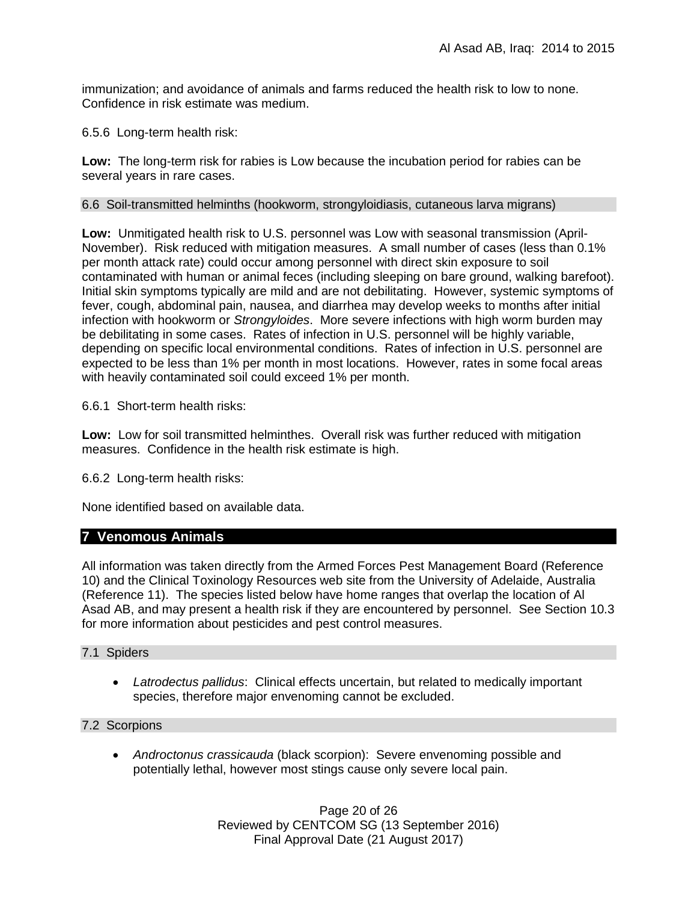immunization; and avoidance of animals and farms reduced the health risk to low to none. Confidence in risk estimate was medium.

6.5.6 Long-term health risk:

**Low:** The long-term risk for rabies is Low because the incubation period for rabies can be several years in rare cases.

### 6.6 Soil-transmitted helminths (hookworm, strongyloidiasis, cutaneous larva migrans)

**Low:** Unmitigated health risk to U.S. personnel was Low with seasonal transmission (April-November). Risk reduced with mitigation measures. A small number of cases (less than 0.1% per month attack rate) could occur among personnel with direct skin exposure to soil contaminated with human or animal feces (including sleeping on bare ground, walking barefoot). Initial skin symptoms typically are mild and are not debilitating. However, systemic symptoms of fever, cough, abdominal pain, nausea, and diarrhea may develop weeks to months after initial infection with hookworm or *Strongyloides*. More severe infections with high worm burden may be debilitating in some cases. Rates of infection in U.S. personnel will be highly variable, depending on specific local environmental conditions. Rates of infection in U.S. personnel are expected to be less than 1% per month in most locations. However, rates in some focal areas with heavily contaminated soil could exceed 1% per month.

6.6.1 Short-term health risks:

**Low:** Low for soil transmitted helminthes. Overall risk was further reduced with mitigation measures. Confidence in the health risk estimate is high.

6.6.2 Long-term health risks:

None identified based on available data.

## 7 Venomous Animals

All information was taken directly from the Armed Forces Pest Management Board (Reference 10) and the Clinical Toxinology Resources web site from the University of Adelaide, Australia (Reference 11). The species listed below have home ranges that overlap the location of Al Asad AB, and may present a health risk if they are encountered by personnel. See Section 10.3 for more information about pesticides and pest control measures.

### 7.1 Spiders

- *Latrodectus pallidus*: Clinical effects uncertain, but related to medically important species, therefore major envenoming cannot be excluded.

### 7.2 Scorpions

- *Androctonus crassicauda* (black scorpion): Severe envenoming possible and potentially lethal, however most stings cause only severe local pain.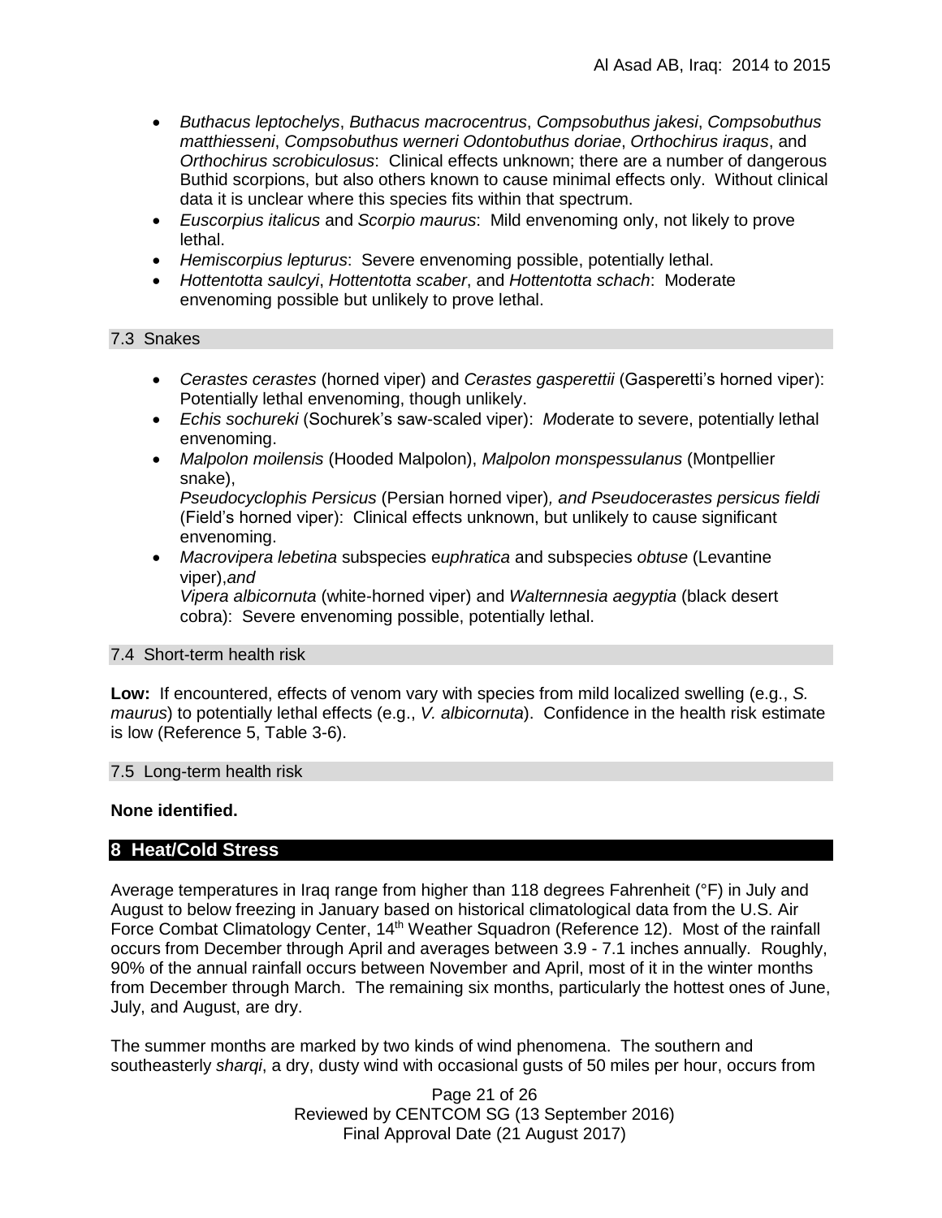- *Buthacus leptochelys*, *Buthacus macrocentrus*, *Compsobuthus jakesi*, *Compsobuthus matthiesseni*, *Compsobuthus werneri Odontobuthus doriae*, *Orthochirus iraqus*, and *Orthochirus scrobiculosus*: Clinical effects unknown; there are a number of dangerous Buthid scorpions, but also others known to cause minimal effects only. Without clinical data it is unclear where this species fits within that spectrum.
- *Euscorpius italicus* and *Scorpio maurus*: Mild envenoming only, not likely to prove lethal.
- *Hemiscorpius lepturus*: Severe envenoming possible, potentially lethal.
- *Hottentotta saulcyi*, *Hottentotta scaber*, and *Hottentotta schach*: Moderate envenoming possible but unlikely to prove lethal.

### 7.3 Snakes

- *Cerastes cerastes* (horned viper) and *Cerastes gasperettii* (Gasperetti's horned viper): Potentially lethal envenoming, though unlikely.
- *Echis sochureki* (Sochurek's saw-scaled viper): *M*oderate to severe, potentially lethal envenoming.
- *Malpolon moilensis* (Hooded Malpolon), *Malpolon monspessulanus* (Montpellier snake), *Pseudocyclophis Persicus* (Persian horned viper)*, and Pseudocerastes persicus fieldi* (Field's horned viper): Clinical effects unknown, but unlikely to cause significant envenoming.
- *Macrovipera lebetina* subspecies e*uphratica* and subspecies *obtuse* (Levantine viper),*and* *Vipera albicornuta* (white-horned viper) and *Walterrnnesia aegyptia* (black desert cobra): Severe envenoming possible, potentially lethal.

### 7.4 Short-term health risk

**Low:** If encountered, effects of venom vary with species from mild localized swelling (e.g., *S. maurus*) to potentially lethal effects (e.g., *V. albicornuta*). Confidence in the health risk estimate is low (Reference 5, Table 3-6).

### 7.5 Long-term health risk

**None identified.**

## 8 Heat/Cold Stress

Average temperatures in Iraq range from higher than 118 degrees Fahrenheit (°F) in July and August to below freezing in January based on historical climatological data from the U.S. Air Force Combat Climatology Center, 14th Weather Squadron (Reference 12). Most of the rainfall occurs from December through April and averages between 3.9 - 7.1 inches annually. Roughly, 90% of the annual rainfall occurs between November and April, most of it in the winter months from December through March. The remaining six months, particularly the hottest ones of June, July, and August, are dry.

The summer months are marked by two kinds of wind phenomena. The southern and southeasterly *sharqi*, a dry, dusty wind with occasional gusts of 50 miles per hour, occurs from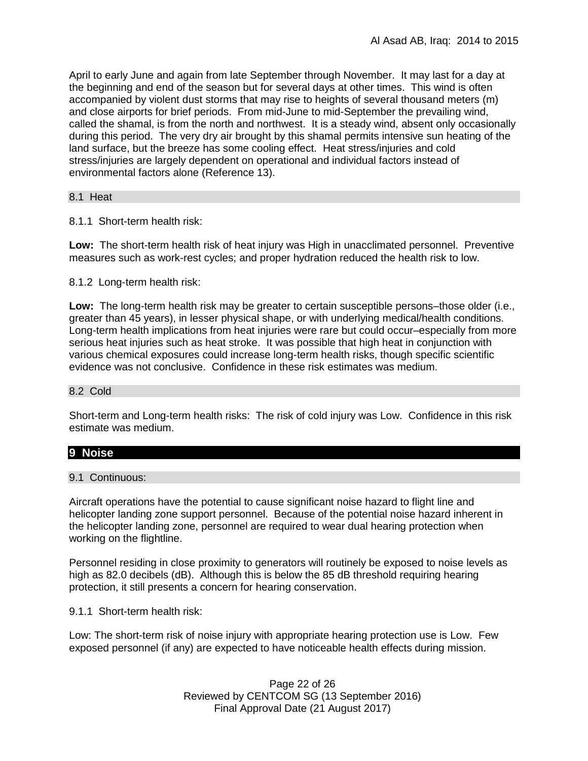April to early June and again from late September through November. It may last for a day at the beginning and end of the season but for several days at other times. This wind is often accompanied by violent dust storms that may rise to heights of several thousand meters (m) and close airports for brief periods. From mid-June to mid-September the prevailing wind, called the shamal, is from the north and northwest. It is a steady wind, absent only occasionally during this period. The very dry air brought by this shamal permits intensive sun heating of the land surface, but the breeze has some cooling effect. Heat stress/injuries and cold stress/injuries are largely dependent on operational and individual factors instead of environmental factors alone (Reference 13).

### 8.1 Heat

8.1.1 Short-term health risk:

**Low:** The short-term health risk of heat injury was High in unacclimated personnel. Preventive measures such as work-rest cycles; and proper hydration reduced the health risk to low.

8.1.2 Long-term health risk:

**Low:** The long-term health risk may be greater to certain susceptible persons–those older (i.e., greater than 45 years), in lesser physical shape, or with underlying medical/health conditions. Long-term health implications from heat injuries were rare but could occur–especially from more serious heat injuries such as heat stroke. It was possible that high heat in conjunction with various chemical exposures could increase long-term health risks, though specific scientific evidence was not conclusive. Confidence in these risk estimates was medium.

### 8.2 Cold

Short-term and Long-term health risks: The risk of cold injury was Low. Confidence in this risk estimate was medium.

## 9 Noise

### 9.1 Continuous:

Aircraft operations have the potential to cause significant noise hazard to flight line and helicopter landing zone support personnel. Because of the potential noise hazard inherent in the helicopter landing zone, personnel are required to wear dual hearing protection when working on the flightline.

Personnel residing in close proximity to generators will routinely be exposed to noise levels as high as 82.0 decibels (dB). Although this is below the 85 dB threshold requiring hearing protection, it still presents a concern for hearing conservation.

9.1.1 Short-term health risk:

Low: The short-term risk of noise injury with appropriate hearing protection use is Low. Few exposed personnel (if any) are expected to have noticeable health effects during mission.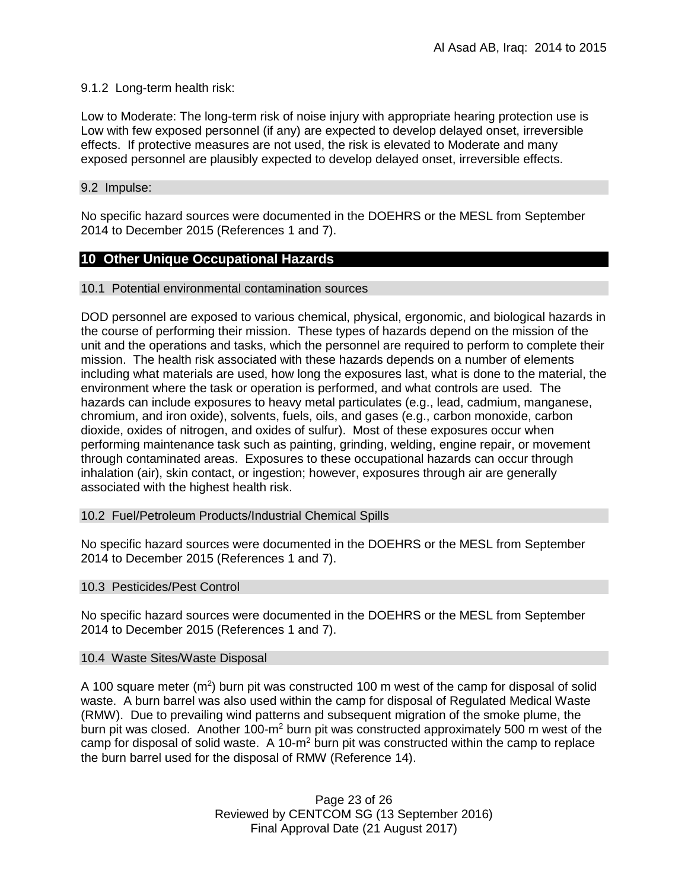#### 9.1.2 Long-term health risk:

Low to Moderate: The long-term risk of noise injury with appropriate hearing protection use is Low with few exposed personnel (if any) are expected to develop delayed onset, irreversible effects. If protective measures are not used, the risk is elevated to Moderate and many exposed personnel are plausibly expected to develop delayed onset, irreversible effects.

### 9.2 Impulse:

No specific hazard sources were documented in the DOEHRS or the MESL from September 2014 to December 2015 (References 1 and 7).

## 10 Other Unique Occupational Hazards

### 10.1 Potential environmental contamination sources

DOD personnel are exposed to various chemical, physical, ergonomic, and biological hazards in the course of performing their mission. These types of hazards depend on the mission of the unit and the operations and tasks, which the personnel are required to perform to complete their mission. The health risk associated with these hazards depends on a number of elements including what materials are used, how long the exposures last, what is done to the material, the environment where the task or operation is performed, and what controls are used. The hazards can include exposures to heavy metal particulates (e.g., lead, cadmium, manganese, chromium, and iron oxide), solvents, fuels, oils, and gases (e.g., carbon monoxide, carbon dioxide, oxides of nitrogen, and oxides of sulfur). Most of these exposures occur when performing maintenance task such as painting, grinding, welding, engine repair, or movement through contaminated areas. Exposures to these occupational hazards can occur through inhalation (air), skin contact, or ingestion; however, exposures through air are generally associated with the highest health risk.

### 10.2 Fuel/Petroleum Products/Industrial Chemical Spills

No specific hazard sources were documented in the DOEHRS or the MESL from September 2014 to December 2015 (References 1 and 7).

### 10.3 Pesticides/Pest Control

No specific hazard sources were documented in the DOEHRS or the MESL from September 2014 to December 2015 (References 1 and 7).

### 10.4 Waste Sites/Waste Disposal

A 100 square meter ($m^2$) burn pit was constructed 100 m west of the camp for disposal of solid waste. A burn barrel was also used within the camp for disposal of Regulated Medical Waste (RMW). Due to prevailing wind patterns and subsequent migration of the smoke plume, the burn pit was closed. Another 100-$m^2$ burn pit was constructed approximately 500 m west of the camp for disposal of solid waste. A 10-$m^2$ burn pit was constructed within the camp to replace the burn barrel used for the disposal of RMW (Reference 14).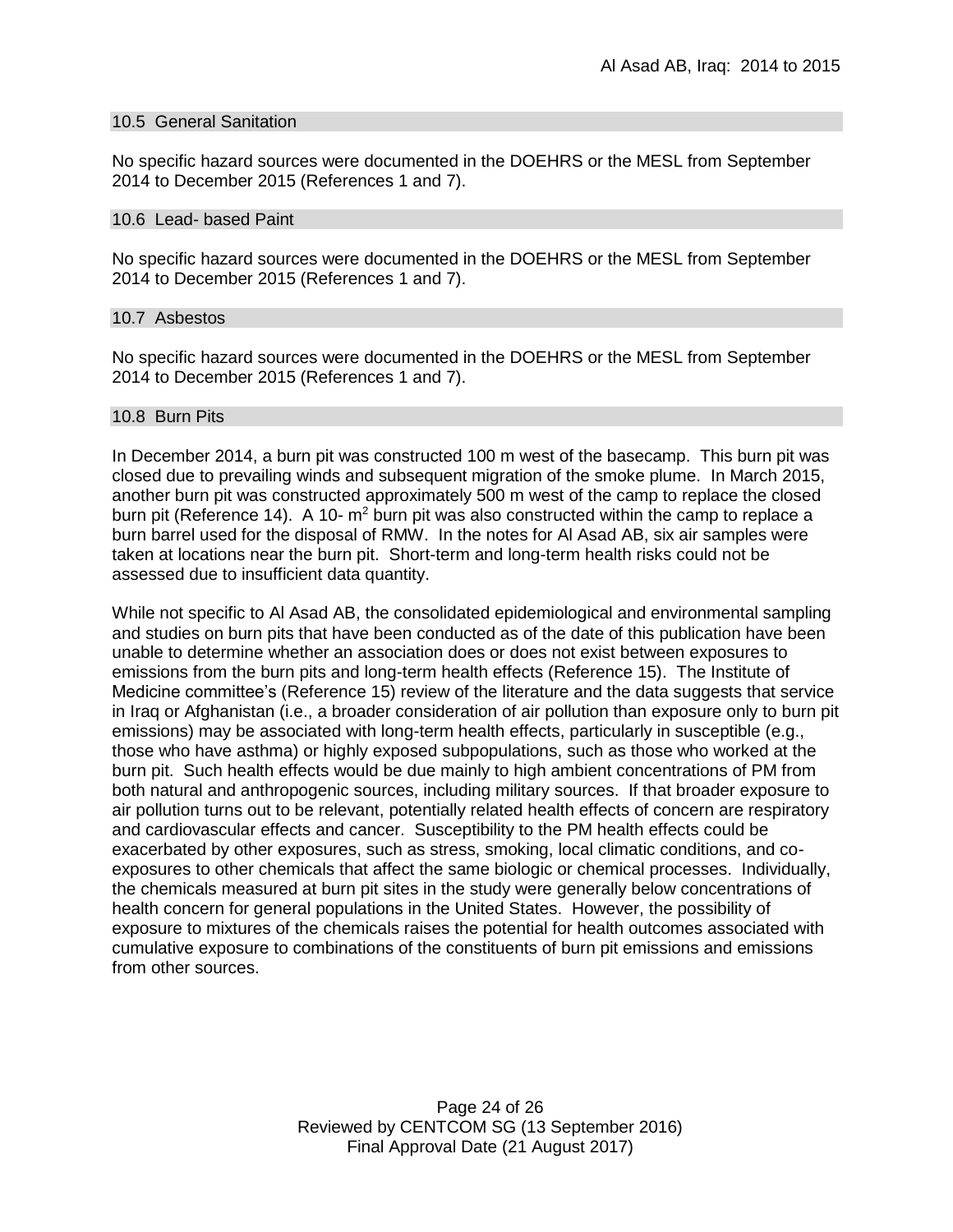### 10.5 General Sanitation

No specific hazard sources were documented in the DOEHRS or the MESL from September 2014 to December 2015 (References 1 and 7).

### 10.6 Lead- based Paint

No specific hazard sources were documented in the DOEHRS or the MESL from September 2014 to December 2015 (References 1 and 7).

### 10.7 Asbestos

No specific hazard sources were documented in the DOEHRS or the MESL from September 2014 to December 2015 (References 1 and 7).

### 10.8 Burn Pits

In December 2014, a burn pit was constructed 100 m west of the basecamp. This burn pit was closed due to prevailing winds and subsequent migration of the smoke plume. In March 2015, another burn pit was constructed approximately 500 m west of the camp to replace the closed burn pit (Reference 14). A 10- $m^2$ burn pit was also constructed within the camp to replace a burn barrel used for the disposal of RMW. In the notes for Al Asad AB, six air samples were taken at locations near the burn pit. Short-term and long-term health risks could not be assessed due to insufficient data quantity.

While not specific to Al Asad AB, the consolidated epidemiological and environmental sampling and studies on burn pits that have been conducted as of the date of this publication have been unable to determine whether an association does or does not exist between exposures to emissions from the burn pits and long-term health effects (Reference 15). The Institute of Medicine committee's (Reference 15) review of the literature and the data suggests that service in Iraq or Afghanistan (i.e., a broader consideration of air pollution than exposure only to burn pit emissions) may be associated with long-term health effects, particularly in susceptible (e.g., those who have asthma) or highly exposed subpopulations, such as those who worked at the burn pit. Such health effects would be due mainly to high ambient concentrations of PM from both natural and anthropogenic sources, including military sources. If that broader exposure to air pollution turns out to be relevant, potentially related health effects of concern are respiratory and cardiovascular effects and cancer. Susceptibility to the PM health effects could be exacerbated by other exposures, such as stress, smoking, local climatic conditions, and co-exposures to other chemicals that affect the same biologic or chemical processes. Individually, the chemicals measured at burn pit sites in the study were generally below concentrations of health concern for general populations in the United States. However, the possibility of exposure to mixtures of the chemicals raises the potential for health outcomes associated with cumulative exposure to combinations of the constituents of burn pit emissions and emissions from other sources.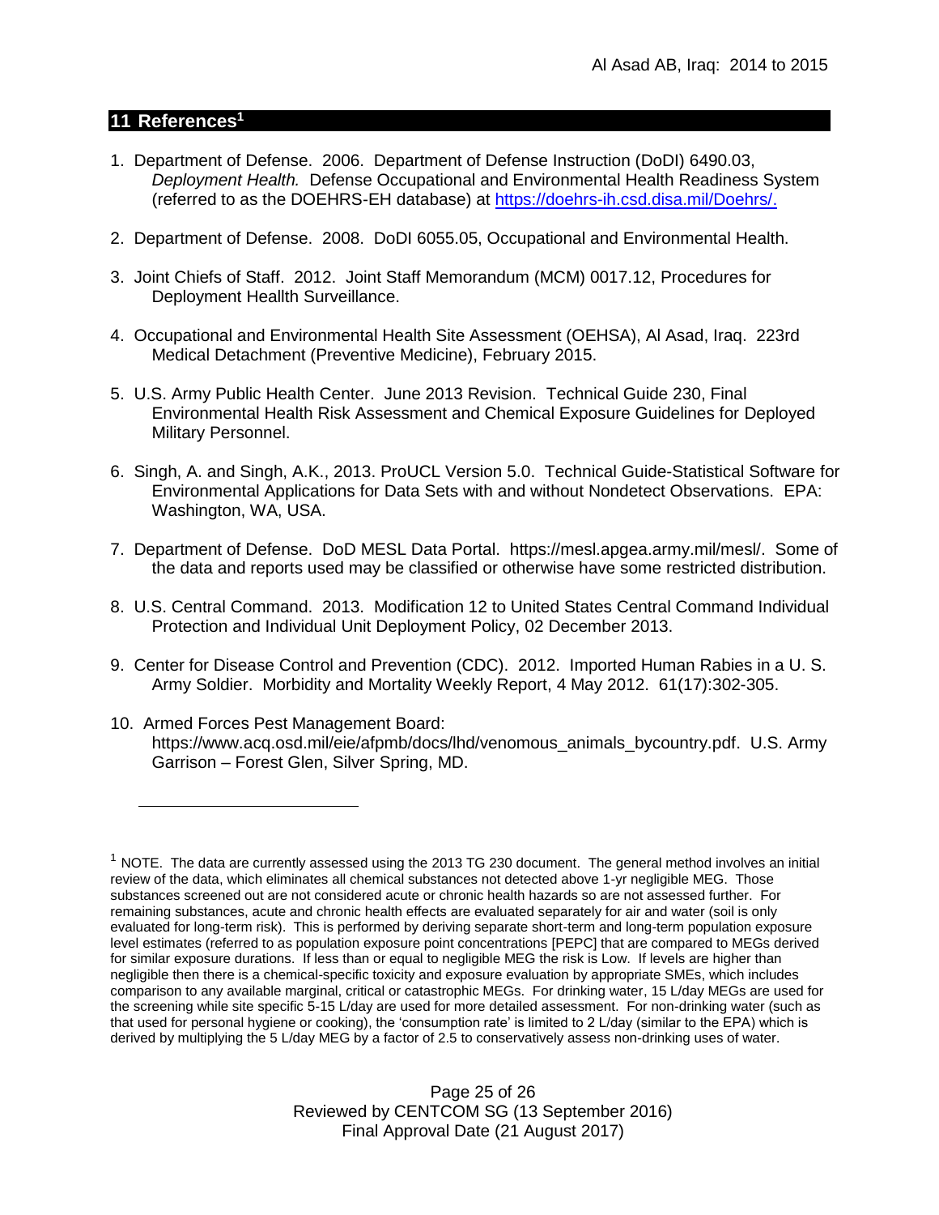## 11 References[1]

1. Department of Defense. 2006. Department of Defense Instruction (DoDI) 6490.03, *Deployment Health.* Defense Occupational and Environmental Health Readiness System (referred to as the DOEHRS-EH database) at [https://doehrs-ih.csd.disa.mil/Doehrs/.](https://doehrs-ih.csd.disa.mil/Doehrs/)

2. Department of Defense. 2008. DoDI 6055.05, Occupational and Environmental Health.

3. Joint Chiefs of Staff. 2012. Joint Staff Memorandum (MCM) 0017.12, Procedures for Deployment Heallth Surveillance.

4. Occupational and Environmental Health Site Assessment (OEHSA), Al Asad, Iraq. 223rd Medical Detachment (Preventive Medicine), February 2015.

5. U.S. Army Public Health Center. June 2013 Revision. Technical Guide 230, Final Environmental Health Risk Assessment and Chemical Exposure Guidelines for Deployed Military Personnel.

6. Singh, A. and Singh, A.K., 2013. ProUCL Version 5.0. Technical Guide-Statistical Software for Environmental Applications for Data Sets with and without Nondetect Observations. EPA: Washington, WA, USA.

7. Department of Defense. DoD MESL Data Portal. https://mesl.apgea.army.mil/mesl/. Some of the data and reports used may be classified or otherwise have some restricted distribution.

8. U.S. Central Command. 2013. Modification 12 to United States Central Command Individual Protection and Individual Unit Deployment Policy, 02 December 2013.

9. Center for Disease Control and Prevention (CDC). 2012. Imported Human Rabies in a U. S. Army Soldier. Morbidity and Mortality Weekly Report, 4 May 2012. 61(17):302-305.

10. Armed Forces Pest Management Board: https://www.acq.osd.mil/eie/afpmb/docs/lhd/venomous_animals_bycountry.pdf. U.S. Army Garrison – Forest Glen, Silver Spring, MD.

---

[1] NOTE. The data are currently assessed using the 2013 TG 230 document. The general method involves an initial review of the data, which eliminates all chemical substances not detected above 1-yr negligible MEG. Those substances screened out are not considered acute or chronic health hazards so are not assessed further. For remaining substances, acute and chronic health effects are evaluated separately for air and water (soil is only evaluated for long-term risk). This is performed by deriving separate short-term and long-term population exposure level estimates (referred to as population exposure point concentrations [PEPC] that are compared to MEGs derived for similar exposure durations. If less than or equal to negligible MEG the risk is Low. If levels are higher than negligible then there is a chemical-specific toxicity and exposure evaluation by appropriate SMEs, which includes comparison to any available marginal, critical or catastrophic MEGs. For drinking water, 15 L/day MEGs are used for the screening while site specific 5-15 L/day are used for more detailed assessment. For non-drinking water (such as that used for personal hygiene or cooking), the 'consumption rate' is limited to 2 L/day (similar to the EPA) which is derived by multiplying the 5 L/day MEG by a factor of 2.5 to conservatively assess non-drinking uses of water.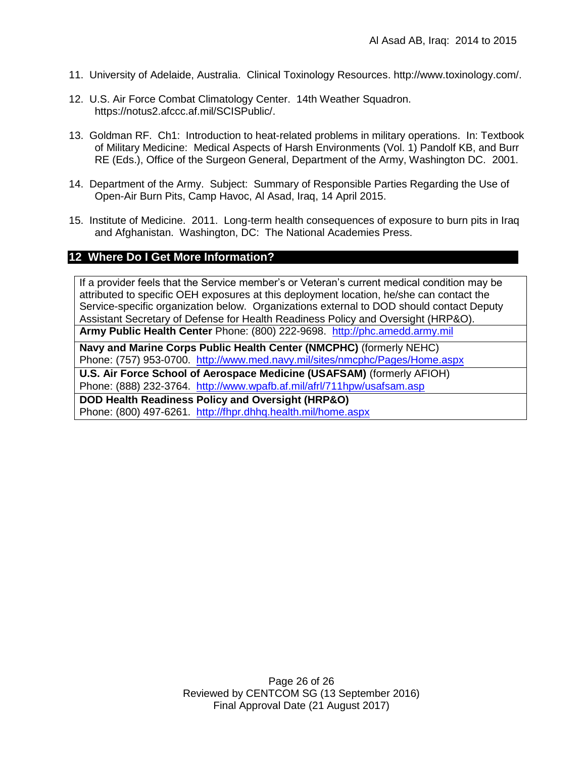11. University of Adelaide, Australia. Clinical Toxinology Resources. http://www.toxinology.com/.

12. U.S. Air Force Combat Climatology Center. 14th Weather Squadron. https://notus2.afccc.af.mil/SCISPublic/.

13. Goldman RF. Ch1: Introduction to heat-related problems in military operations. In: Textbook of Military Medicine: Medical Aspects of Harsh Environments (Vol. 1) Pandolf KB, and Burr RE (Eds.), Office of the Surgeon General, Department of the Army, Washington DC. 2001.

14. Department of the Army. Subject: Summary of Responsible Parties Regarding the Use of Open-Air Burn Pits, Camp Havoc, Al Asad, Iraq, 14 April 2015.

15. Institute of Medicine. 2011. Long-term health consequences of exposure to burn pits in Iraq and Afghanistan. Washington, DC: The National Academies Press.

## 12 Where Do I Get More Information?

| |
|---|
| If a provider feels that the Service member's or Veteran's current medical condition may be attributed to specific OEH exposures at this deployment location, he/she can contact the Service-specific organization below. Organizations external to DOD should contact Deputy Assistant Secretary of Defense for Health Readiness Policy and Oversight (HRP&O). |
| **Army Public Health Center** Phone: (800) 222-9698. http://phc.amedd.army.mil |
| **Navy and Marine Corps Public Health Center (NMCPHC)** (formerly NEHC) Phone: (757) 953-0700. http://www.med.navy.mil/sites/nmcphc/Pages/Home.aspx |
| **U.S. Air Force School of Aerospace Medicine (USAFSAM)** (formerly AFIOH) Phone: (888) 232-3764. http://www.wpafb.af.mil/afrl/711hpw/usafsam.asp |
| **DOD Health Readiness Policy and Oversight (HRP&O)** Phone: (800) 497-6261. http://fhpr.dhhq.health.mil/home.aspx |

Reviewed by CENTCOM SG (13 September 2016)
Final Approval Date (21 August 2017)